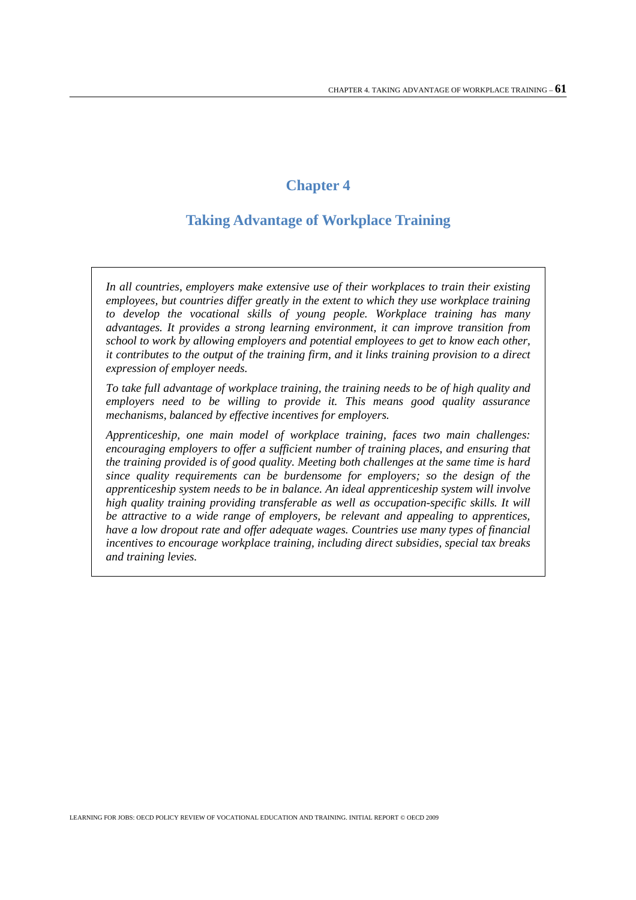# Chapter 4

## Taking Advantage of Workplace Training

*In all countries, employers make extensive use of their workplaces to train their existing employees, but countries differ greatly in the extent to which they use workplace training to develop the vocational skills of young people. Workplace training has many advantages. It provides a strong learning environment, it can improve transition from school to work by allowing employers and potential employees to get to know each other, it contributes to the output of the training firm, and it links training provision to a direct expression of employer needs.*

*To take full advantage of workplace training, the training needs to be of high quality and employers need to be willing to provide it. This means good quality assurance mechanisms, balanced by effective incentives for employers.*

*Apprenticeship, one main model of workplace training, faces two main challenges: encouraging employers to offer a sufficient number of training places, and ensuring that the training provided is of good quality. Meeting both challenges at the same time is hard since quality requirements can be burdensome for employers; so the design of the apprenticeship system needs to be in balance. An ideal apprenticeship system will involve high quality training providing transferable as well as occupation-specific skills. It will be attractive to a wide range of employers, be relevant and appealing to apprentices, have a low dropout rate and offer adequate wages. Countries use many types of financial incentives to encourage workplace training, including direct subsidies, special tax breaks and training levies.*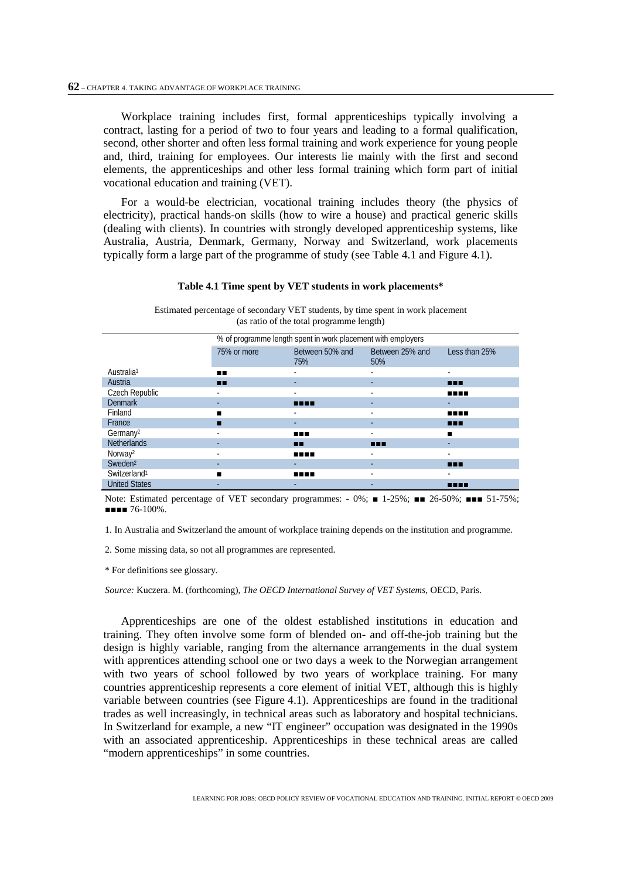Workplace training includes first, formal apprenticeships typically involving a contract, lasting for a period of two to four years and leading to a formal qualification, second, other shorter and often less formal training and work experience for young people and, third, training for employees. Our interests lie mainly with the first and second elements, the apprenticeships and other less formal training which form part of initial vocational education and training (VET).

For a would-be electrician, vocational training includes theory (the physics of electricity), practical hands-on skills (how to wire a house) and practical generic skills (dealing with clients). In countries with strongly developed apprenticeship systems, like Australia, Austria, Denmark, Germany, Norway and Switzerland, work placements typically form a large part of the programme of study (see Table 4.1 and Figure 4.1).

**Table 4.1 Time spent by VET students in work placements***

Estimated percentage of secondary VET students, by time spent in work placement (as ratio of the total programme length)

| | % of programme length spent in work placement with employers | | | |
|---|---|---|---|---|
| | 75% or more | Between 50% and 75% | Between 25% and 50% | Less than 25% |
| Australia[1] | ■■ | - | - | - |
| Austria | ■■ | - | - | ■■■ |
| Czech Republic | - | - | - | ■■■■ |
| Denmark | - | ■■■■ | - | - |
| Finland | ■ | - | - | ■■■■ |
| France | ■ | - | - | ■■■ |
| Germany[2] | - | ■■■ | - | ■ |
| Netherlands | - | ■■ | ■■■ | - |
| Norway[2] | - | ■■■■ | - | - |
| Sweden[2] | - | - | - | ■■■ |
| Switzerland[1] | ■ | ■■■■ | - | - |
| United States | - | - | - | ■■■■ |

Note: Estimated percentage of VET secondary programmes: - 0%; ■ 1-25%; ■■ 26-50%; ■■■ 51-75%; ■■■■ 76-100%.

1. In Australia and Switzerland the amount of workplace training depends on the institution and programme.

2. Some missing data, so not all programmes are represented.

\* For definitions see glossary.

*Source:* Kuczera. M. (forthcoming), *The OECD International Survey of VET Systems*, OECD, Paris.

Apprenticeships are one of the oldest established institutions in education and training. They often involve some form of blended on- and off-the-job training but the design is highly variable, ranging from the alternance arrangements in the dual system with apprentices attending school one or two days a week to the Norwegian arrangement with two years of school followed by two years of workplace training. For many countries apprenticeship represents a core element of initial VET, although this is highly variable between countries (see Figure 4.1). Apprenticeships are found in the traditional trades as well increasingly, in technical areas such as laboratory and hospital technicians. In Switzerland for example, a new "IT engineer" occupation was designated in the 1990s with an associated apprenticeship. Apprenticeships in these technical areas are called "modern apprenticeships" in some countries.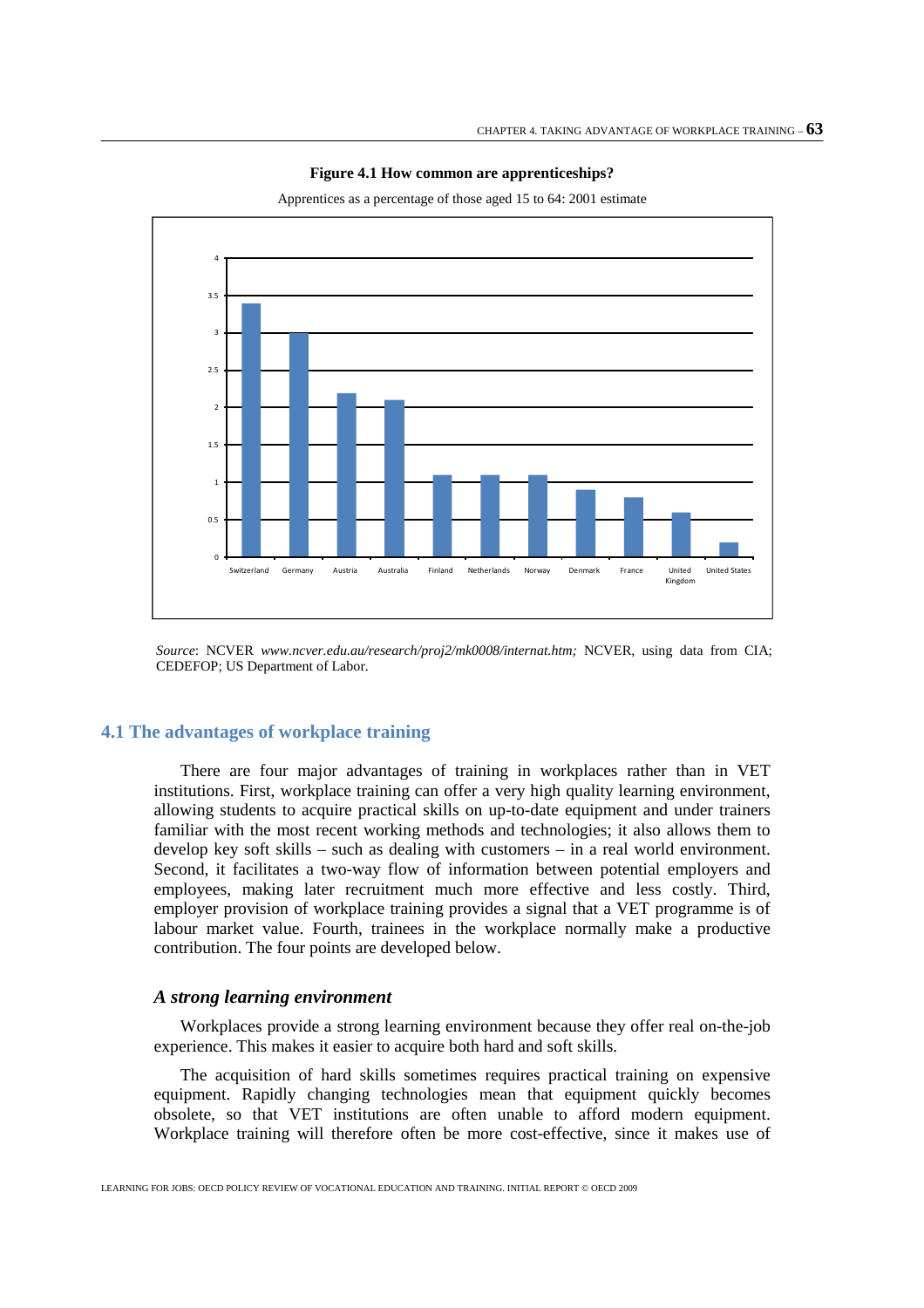**Figure 4.1 How common are apprenticeships?**

Apprentices as a percentage of those aged 15 to 64: 2001 estimate

| Country | Apprentices (% of those aged 15 to 64) |
| --- | --- |
| Switzerland | 3.4 |
| Germany | 3.0 |
| Austria | 2.2 |
| Australia | 2.1 |
| Finland | 1.1 |
| Netherlands | 1.1 |
| Norway | 1.1 |
| Denmark | 0.9 |
| France | 0.8 |
| United Kingdom | 0.6 |
| United States | 0.2 |

*Source*: NCVER *www.ncver.edu.au/research/proj2/mk0008/internat.htm;* NCVER, using data from CIA; CEDEFOP; US Department of Labor.

## 4.1 The advantages of workplace training

There are four major advantages of training in workplaces rather than in VET institutions. First, workplace training can offer a very high quality learning environment, allowing students to acquire practical skills on up-to-date equipment and under trainers familiar with the most recent working methods and technologies; it also allows them to develop key soft skills – such as dealing with customers – in a real world environment. Second, it facilitates a two-way flow of information between potential employers and employees, making later recruitment much more effective and less costly. Third, employer provision of workplace training provides a signal that a VET programme is of labour market value. Fourth, trainees in the workplace normally make a productive contribution. The four points are developed below.

### *A strong learning environment*

Workplaces provide a strong learning environment because they offer real on-the-job experience. This makes it easier to acquire both hard and soft skills.

The acquisition of hard skills sometimes requires practical training on expensive equipment. Rapidly changing technologies mean that equipment quickly becomes obsolete, so that VET institutions are often unable to afford modern equipment. Workplace training will therefore often be more cost-effective, since it makes use of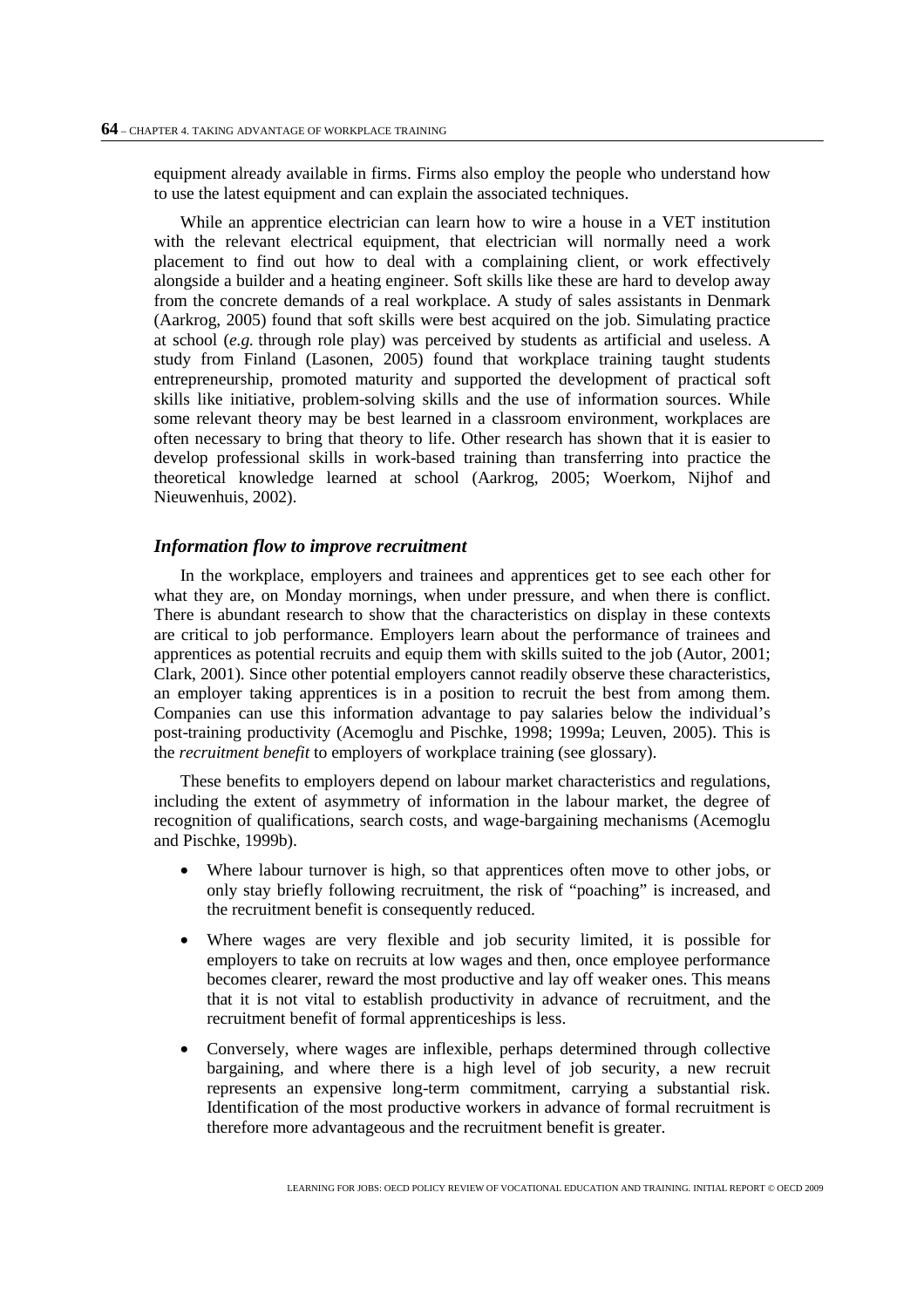equipment already available in firms. Firms also employ the people who understand how to use the latest equipment and can explain the associated techniques.

While an apprentice electrician can learn how to wire a house in a VET institution with the relevant electrical equipment, that electrician will normally need a work placement to find out how to deal with a complaining client, or work effectively alongside a builder and a heating engineer. Soft skills like these are hard to develop away from the concrete demands of a real workplace. A study of sales assistants in Denmark (Aarkrog, 2005) found that soft skills were best acquired on the job. Simulating practice at school (*e.g.* through role play) was perceived by students as artificial and useless. A study from Finland (Lasonen, 2005) found that workplace training taught students entrepreneurship, promoted maturity and supported the development of practical soft skills like initiative, problem-solving skills and the use of information sources. While some relevant theory may be best learned in a classroom environment, workplaces are often necessary to bring that theory to life. Other research has shown that it is easier to develop professional skills in work-based training than transferring into practice the theoretical knowledge learned at school (Aarkrog, 2005; Woerkom, Nijhof and Nieuwenhuis, 2002).

### *Information flow to improve recruitment*

In the workplace, employers and trainees and apprentices get to see each other for what they are, on Monday mornings, when under pressure, and when there is conflict. There is abundant research to show that the characteristics on display in these contexts are critical to job performance. Employers learn about the performance of trainees and apprentices as potential recruits and equip them with skills suited to the job (Autor, 2001; Clark, 2001). Since other potential employers cannot readily observe these characteristics, an employer taking apprentices is in a position to recruit the best from among them. Companies can use this information advantage to pay salaries below the individual's post-training productivity (Acemoglu and Pischke, 1998; 1999a; Leuven, 2005). This is the *recruitment benefit* to employers of workplace training (see glossary).

These benefits to employers depend on labour market characteristics and regulations, including the extent of asymmetry of information in the labour market, the degree of recognition of qualifications, search costs, and wage-bargaining mechanisms (Acemoglu and Pischke, 1999b).

- Where labour turnover is high, so that apprentices often move to other jobs, or only stay briefly following recruitment, the risk of "poaching" is increased, and the recruitment benefit is consequently reduced.
- Where wages are very flexible and job security limited, it is possible for employers to take on recruits at low wages and then, once employee performance becomes clearer, reward the most productive and lay off weaker ones. This means that it is not vital to establish productivity in advance of recruitment, and the recruitment benefit of formal apprenticeships is less.
- Conversely, where wages are inflexible, perhaps determined through collective bargaining, and where there is a high level of job security, a new recruit represents an expensive long-term commitment, carrying a substantial risk. Identification of the most productive workers in advance of formal recruitment is therefore more advantageous and the recruitment benefit is greater.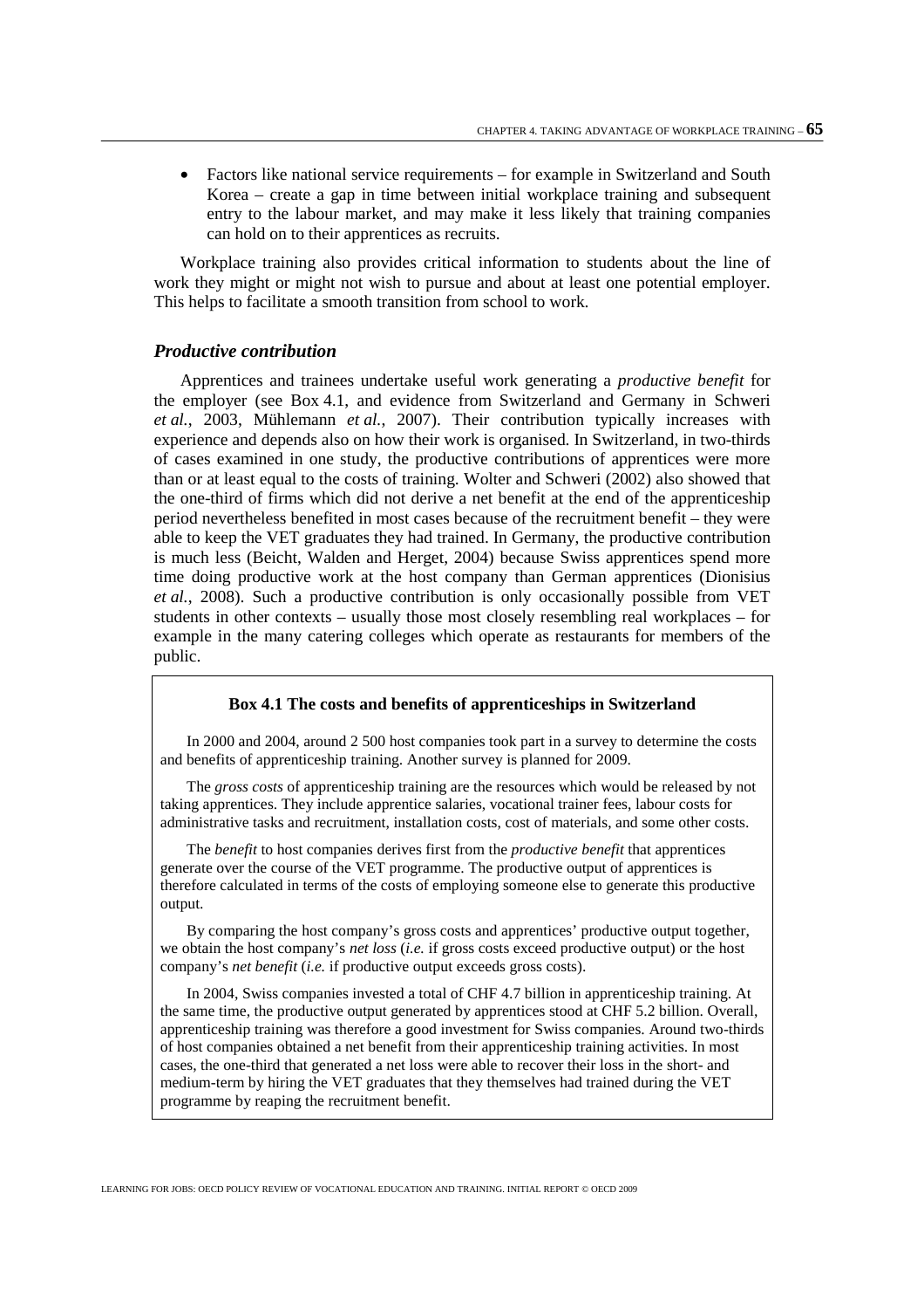- Factors like national service requirements – for example in Switzerland and South Korea – create a gap in time between initial workplace training and subsequent entry to the labour market, and may make it less likely that training companies can hold on to their apprentices as recruits.

Workplace training also provides critical information to students about the line of work they might or might not wish to pursue and about at least one potential employer. This helps to facilitate a smooth transition from school to work.

### *Productive contribution*

Apprentices and trainees undertake useful work generating a *productive benefit* for the employer (see Box 4.1, and evidence from Switzerland and Germany in Schweri *et al.*, 2003, Mühlemann *et al.*, 2007). Their contribution typically increases with experience and depends also on how their work is organised. In Switzerland, in two-thirds of cases examined in one study, the productive contributions of apprentices were more than or at least equal to the costs of training. Wolter and Schweri (2002) also showed that the one-third of firms which did not derive a net benefit at the end of the apprenticeship period nevertheless benefited in most cases because of the recruitment benefit – they were able to keep the VET graduates they had trained. In Germany, the productive contribution is much less (Beicht, Walden and Herget, 2004) because Swiss apprentices spend more time doing productive work at the host company than German apprentices (Dionisius *et al.*, 2008). Such a productive contribution is only occasionally possible from VET students in other contexts – usually those most closely resembling real workplaces – for example in the many catering colleges which operate as restaurants for members of the public.

**Box 4.1 The costs and benefits of apprenticeships in Switzerland**

In 2000 and 2004, around 2 500 host companies took part in a survey to determine the costs and benefits of apprenticeship training. Another survey is planned for 2009.

The *gross costs* of apprenticeship training are the resources which would be released by not taking apprentices. They include apprentice salaries, vocational trainer fees, labour costs for administrative tasks and recruitment, installation costs, cost of materials, and some other costs.

The *benefit* to host companies derives first from the *productive benefit* that apprentices generate over the course of the VET programme. The productive output of apprentices is therefore calculated in terms of the costs of employing someone else to generate this productive output.

By comparing the host company's gross costs and apprentices' productive output together, we obtain the host company's *net loss* (*i.e.* if gross costs exceed productive output) or the host company's *net benefit* (*i.e.* if productive output exceeds gross costs).

In 2004, Swiss companies invested a total of CHF 4.7 billion in apprenticeship training. At the same time, the productive output generated by apprentices stood at CHF 5.2 billion. Overall, apprenticeship training was therefore a good investment for Swiss companies. Around two-thirds of host companies obtained a net benefit from their apprenticeship training activities. In most cases, the one-third that generated a net loss were able to recover their loss in the short- and medium-term by hiring the VET graduates that they themselves had trained during the VET programme by reaping the recruitment benefit.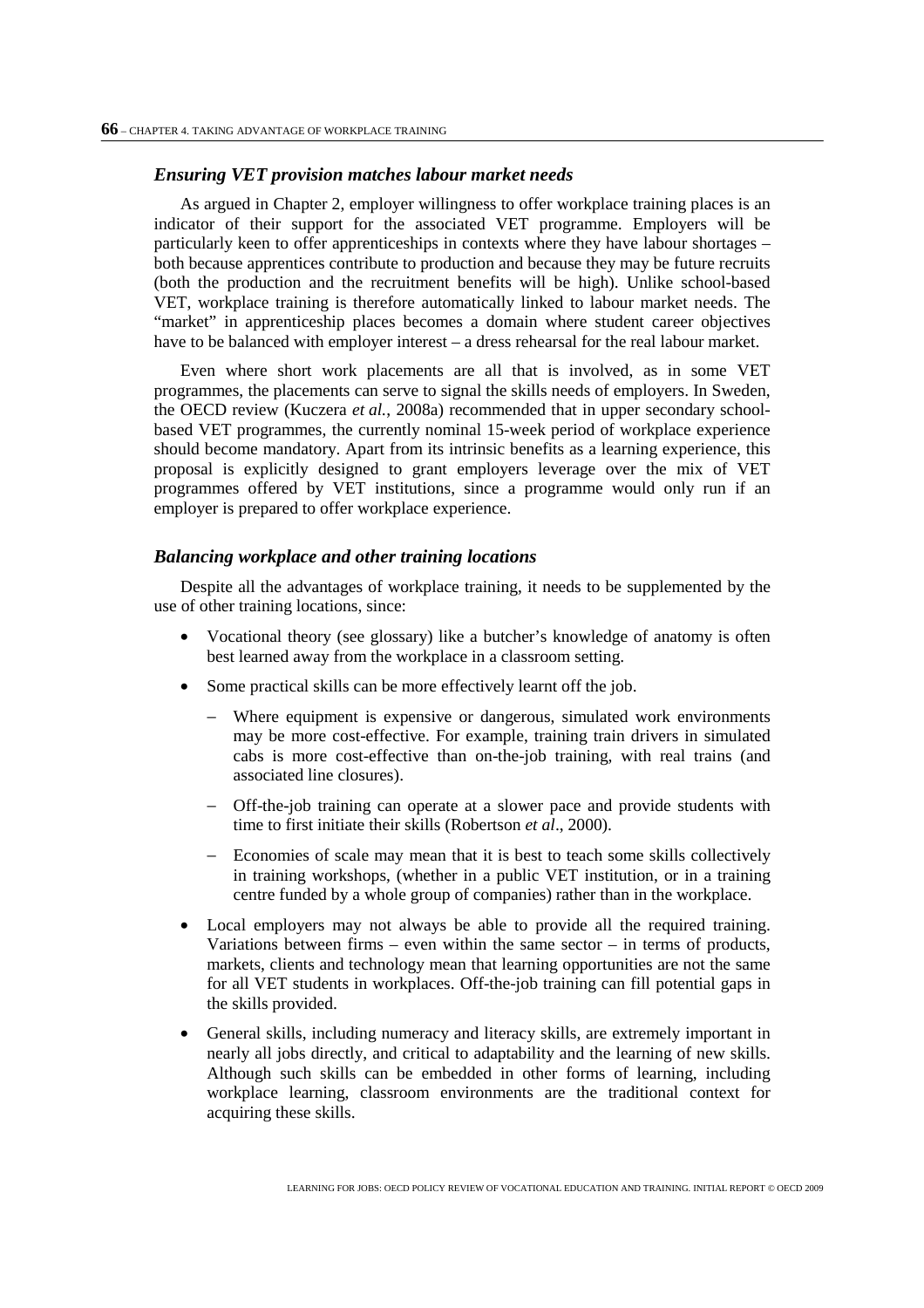### *Ensuring VET provision matches labour market needs*

As argued in Chapter 2, employer willingness to offer workplace training places is an indicator of their support for the associated VET programme. Employers will be particularly keen to offer apprenticeships in contexts where they have labour shortages – both because apprentices contribute to production and because they may be future recruits (both the production and the recruitment benefits will be high). Unlike school-based VET, workplace training is therefore automatically linked to labour market needs. The "market" in apprenticeship places becomes a domain where student career objectives have to be balanced with employer interest – a dress rehearsal for the real labour market.

Even where short work placements are all that is involved, as in some VET programmes, the placements can serve to signal the skills needs of employers. In Sweden, the OECD review (Kuczera *et al.*, 2008a) recommended that in upper secondary school-based VET programmes, the currently nominal 15-week period of workplace experience should become mandatory. Apart from its intrinsic benefits as a learning experience, this proposal is explicitly designed to grant employers leverage over the mix of VET programmes offered by VET institutions, since a programme would only run if an employer is prepared to offer workplace experience.

### *Balancing workplace and other training locations*

Despite all the advantages of workplace training, it needs to be supplemented by the use of other training locations, since:

- Vocational theory (see glossary) like a butcher's knowledge of anatomy is often best learned away from the workplace in a classroom setting.
- Some practical skills can be more effectively learnt off the job.
  - Where equipment is expensive or dangerous, simulated work environments may be more cost-effective. For example, training train drivers in simulated cabs is more cost-effective than on-the-job training, with real trains (and associated line closures).
  - Off-the-job training can operate at a slower pace and provide students with time to first initiate their skills (Robertson *et al*., 2000).
  - Economies of scale may mean that it is best to teach some skills collectively in training workshops, (whether in a public VET institution, or in a training centre funded by a whole group of companies) rather than in the workplace.
- Local employers may not always be able to provide all the required training. Variations between firms – even within the same sector – in terms of products, markets, clients and technology mean that learning opportunities are not the same for all VET students in workplaces. Off-the-job training can fill potential gaps in the skills provided.
- General skills, including numeracy and literacy skills, are extremely important in nearly all jobs directly, and critical to adaptability and the learning of new skills. Although such skills can be embedded in other forms of learning, including workplace learning, classroom environments are the traditional context for acquiring these skills.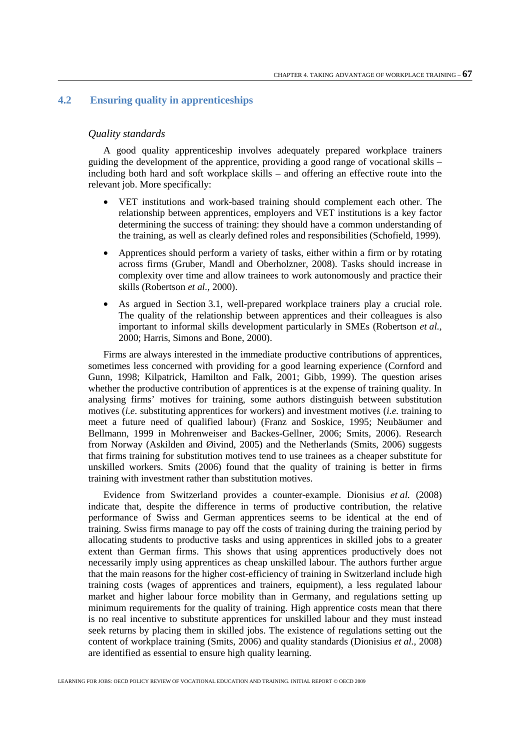## 4.2 Ensuring quality in apprenticeships

### *Quality standards*

A good quality apprenticeship involves adequately prepared workplace trainers guiding the development of the apprentice, providing a good range of vocational skills – including both hard and soft workplace skills – and offering an effective route into the relevant job. More specifically:

- VET institutions and work-based training should complement each other. The relationship between apprentices, employers and VET institutions is a key factor determining the success of training: they should have a common understanding of the training, as well as clearly defined roles and responsibilities (Schofield, 1999).
- Apprentices should perform a variety of tasks, either within a firm or by rotating across firms (Gruber, Mandl and Oberholzner, 2008). Tasks should increase in complexity over time and allow trainees to work autonomously and practice their skills (Robertson *et al.,* 2000).
- As argued in Section 3.1, well-prepared workplace trainers play a crucial role. The quality of the relationship between apprentices and their colleagues is also important to informal skills development particularly in SMEs (Robertson *et al.*, 2000; Harris, Simons and Bone, 2000).

Firms are always interested in the immediate productive contributions of apprentices, sometimes less concerned with providing for a good learning experience (Cornford and Gunn, 1998; Kilpatrick, Hamilton and Falk, 2001; Gibb, 1999). The question arises whether the productive contribution of apprentices is at the expense of training quality. In analysing firms' motives for training, some authors distinguish between substitution motives (*i.e.* substituting apprentices for workers) and investment motives (*i.e.* training to meet a future need of qualified labour) (Franz and Soskice, 1995; Neubäumer and Bellmann, 1999 in Mohrenweiser and Backes-Gellner, 2006; Smits, 2006). Research from Norway (Askilden and Øivind, 2005) and the Netherlands (Smits, 2006) suggests that firms training for substitution motives tend to use trainees as a cheaper substitute for unskilled workers. Smits (2006) found that the quality of training is better in firms training with investment rather than substitution motives.

Evidence from Switzerland provides a counter-example. Dionisius *et al.* (2008) indicate that, despite the difference in terms of productive contribution, the relative performance of Swiss and German apprentices seems to be identical at the end of training. Swiss firms manage to pay off the costs of training during the training period by allocating students to productive tasks and using apprentices in skilled jobs to a greater extent than German firms. This shows that using apprentices productively does not necessarily imply using apprentices as cheap unskilled labour. The authors further argue that the main reasons for the higher cost-efficiency of training in Switzerland include high training costs (wages of apprentices and trainers, equipment), a less regulated labour market and higher labour force mobility than in Germany, and regulations setting up minimum requirements for the quality of training. High apprentice costs mean that there is no real incentive to substitute apprentices for unskilled labour and they must instead seek returns by placing them in skilled jobs. The existence of regulations setting out the content of workplace training (Smits, 2006) and quality standards (Dionisius *et al.*, 2008) are identified as essential to ensure high quality learning.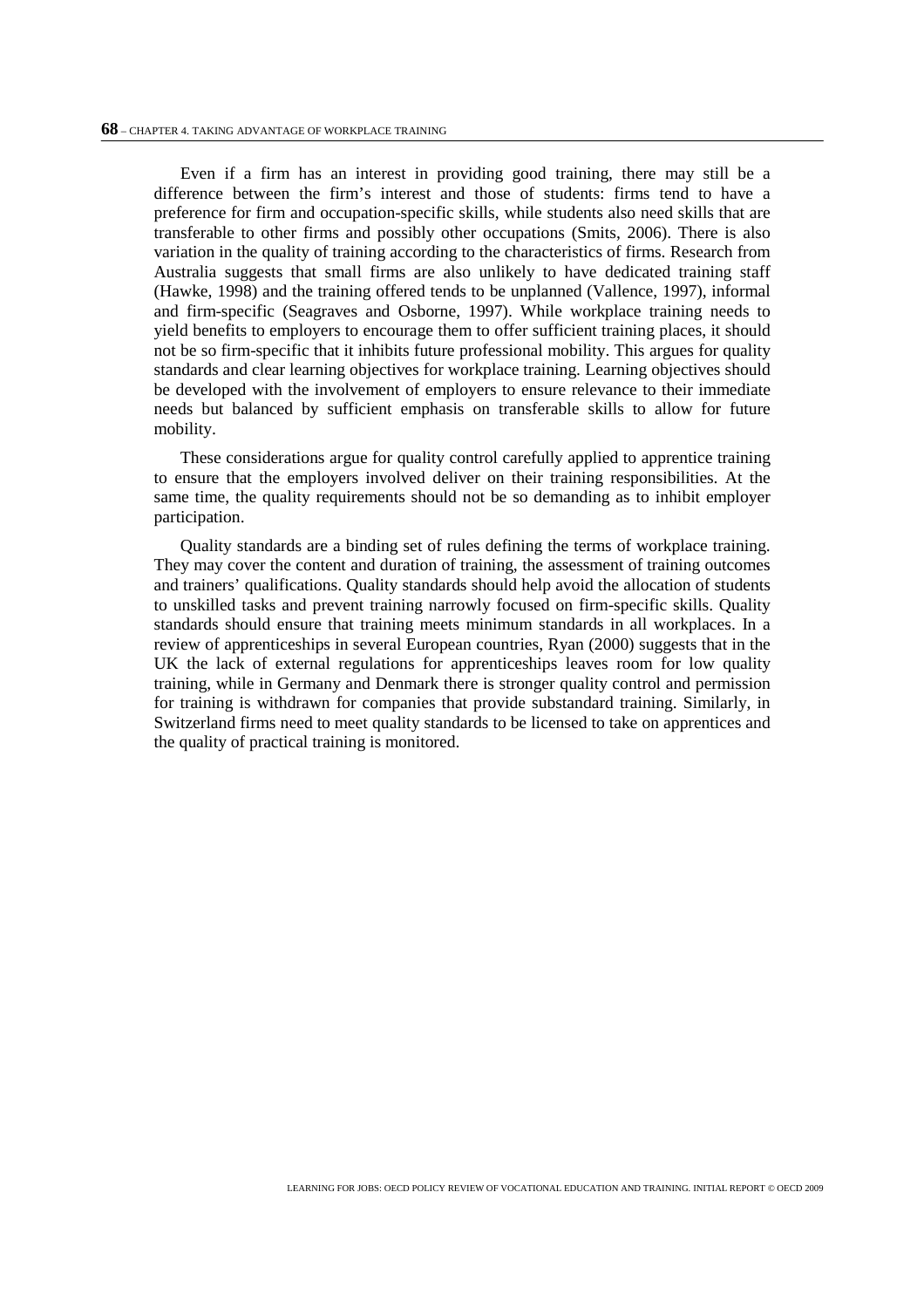Even if a firm has an interest in providing good training, there may still be a difference between the firm's interest and those of students: firms tend to have a preference for firm and occupation-specific skills, while students also need skills that are transferable to other firms and possibly other occupations (Smits, 2006). There is also variation in the quality of training according to the characteristics of firms. Research from Australia suggests that small firms are also unlikely to have dedicated training staff (Hawke, 1998) and the training offered tends to be unplanned (Vallence, 1997), informal and firm-specific (Seagraves and Osborne, 1997). While workplace training needs to yield benefits to employers to encourage them to offer sufficient training places, it should not be so firm-specific that it inhibits future professional mobility. This argues for quality standards and clear learning objectives for workplace training. Learning objectives should be developed with the involvement of employers to ensure relevance to their immediate needs but balanced by sufficient emphasis on transferable skills to allow for future mobility.

These considerations argue for quality control carefully applied to apprentice training to ensure that the employers involved deliver on their training responsibilities. At the same time, the quality requirements should not be so demanding as to inhibit employer participation.

Quality standards are a binding set of rules defining the terms of workplace training. They may cover the content and duration of training, the assessment of training outcomes and trainers' qualifications. Quality standards should help avoid the allocation of students to unskilled tasks and prevent training narrowly focused on firm-specific skills. Quality standards should ensure that training meets minimum standards in all workplaces. In a review of apprenticeships in several European countries, Ryan (2000) suggests that in the UK the lack of external regulations for apprenticeships leaves room for low quality training, while in Germany and Denmark there is stronger quality control and permission for training is withdrawn for companies that provide substandard training. Similarly, in Switzerland firms need to meet quality standards to be licensed to take on apprentices and the quality of practical training is monitored.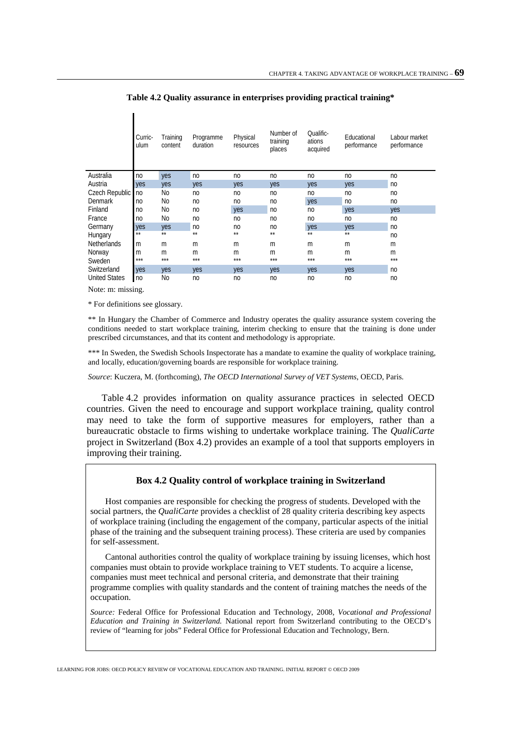**Table 4.2 Quality assurance in enterprises providing practical training***

| | Curriculum | Training content | Programme duration | Physical resources | Number of training places | Qualifications acquired | Educational performance | Labour market performance |
|---|---|---|---|---|---|---|---|---|
| Australia | no | yes | no | no | no | no | no | no |
| Austria | yes | yes | yes | yes | yes | yes | yes | no |
| Czech Republic | no | No | no | no | no | no | no | no |
| Denmark | no | No | no | no | no | yes | no | no |
| Finland | no | No | no | yes | no | no | yes | yes |
| France | no | No | no | no | no | no | no | no |
| Germany | yes | yes | no | no | no | yes | yes | no |
| Hungary | ** | ** | ** | ** | ** | ** | ** | no |
| Netherlands | m | m | m | m | m | m | m | m |
| Norway | m | m | m | m | m | m | m | m |
| Sweden | *** | *** | *** | *** | *** | *** | *** | *** |
| Switzerland | yes | yes | yes | yes | yes | yes | yes | no |
| United States | no | No | no | no | no | no | no | no |

Note: m: missing.

* For definitions see glossary.

** In Hungary the Chamber of Commerce and Industry operates the quality assurance system covering the conditions needed to start workplace training, interim checking to ensure that the training is done under prescribed circumstances, and that its content and methodology is appropriate.

*** In Sweden, the Swedish Schools Inspectorate has a mandate to examine the quality of workplace training, and locally, education/governing boards are responsible for workplace training.

*Source*: Kuczera, M. (forthcoming), *The OECD International Survey of VET Systems*, OECD, Paris.

Table 4.2 provides information on quality assurance practices in selected OECD countries. Given the need to encourage and support workplace training, quality control may need to take the form of supportive measures for employers, rather than a bureaucratic obstacle to firms wishing to undertake workplace training. The *QualiCarte* project in Switzerland (Box 4.2) provides an example of a tool that supports employers in improving their training.

**Box 4.2 Quality control of workplace training in Switzerland**

Host companies are responsible for checking the progress of students. Developed with the social partners, the *QualiCarte* provides a checklist of 28 quality criteria describing key aspects of workplace training (including the engagement of the company, particular aspects of the initial phase of the training and the subsequent training process). These criteria are used by companies for self-assessment.

Cantonal authorities control the quality of workplace training by issuing licenses, which host companies must obtain to provide workplace training to VET students. To acquire a license, companies must meet technical and personal criteria, and demonstrate that their training programme complies with quality standards and the content of training matches the needs of the occupation.

*Source:* Federal Office for Professional Education and Technology, 2008, *Vocational and Professional Education and Training in Switzerland.* National report from Switzerland contributing to the OECD's review of "learning for jobs" Federal Office for Professional Education and Technology, Bern.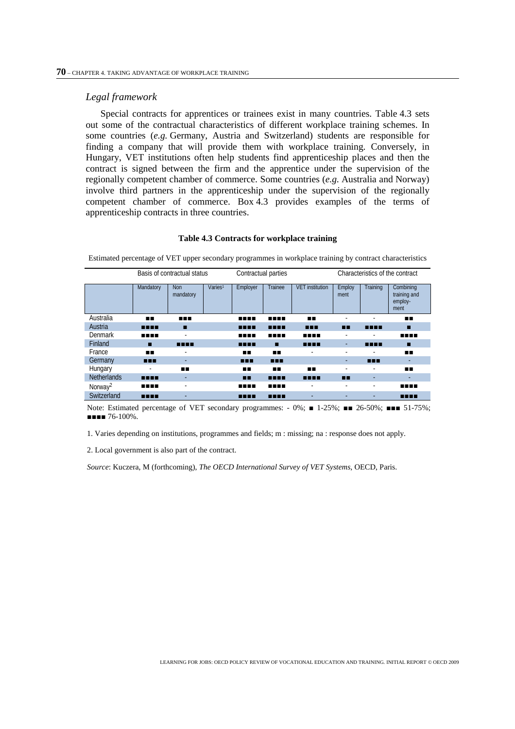### Legal framework

Special contracts for apprentices or trainees exist in many countries. Table 4.3 sets out some of the contractual characteristics of different workplace training schemes. In some countries (*e.g.* Germany, Austria and Switzerland) students are responsible for finding a company that will provide them with workplace training. Conversely, in Hungary, VET institutions often help students find apprenticeship places and then the contract is signed between the firm and the apprentice under the supervision of the regionally competent chamber of commerce. Some countries (*e.g.* Australia and Norway) involve third partners in the apprenticeship under the supervision of the regionally competent chamber of commerce. Box 4.3 provides examples of the terms of apprenticeship contracts in three countries.

**Table 4.3 Contracts for workplace training**

Estimated percentage of VET upper secondary programmes in workplace training by contract characteristics

| | Basis of contractual status | | | Contractual parties | | | Characteristics of the contract | | |
|---|---|---|---|---|---|---|---|---|---|
| | Mandatory | Non mandatory | Varies[1] | Employer | Trainee | VET institution | Employ ment | Training | Combining training and employ-ment |
| Australia | ■■ | ■■■ | | ■■■■ | ■■■■ | ■■ | - | - | ■■ |
| Austria | ■■■■ | ■ | | ■■■■ | ■■■■ | ■■■ | ■■ | ■■■■ | ■ |
| Denmark | ■■■■ | - | | ■■■■ | ■■■■ | ■■■■ | - | - | ■■■■ |
| Finland | ■ | ■■■■ | | ■■■■ | ■ | ■■■■ | - | ■■■■ | ■ |
| France | ■■ | - | | ■■ | ■■ | - | - | - | ■■ |
| Germany | ■■■ | - | | ■■■ | ■■■ | | - | ■■■ | - |
| Hungary | - | ■■ | | ■■ | ■■ | ■■ | - | - | ■■ |
| Netherlands | ■■■■ | - | | ■■ | ■■■■ | ■■■■ | ■■ | - | - |
| Norway[2] | ■■■■ | - | | ■■■■ | ■■■■ | - | - | - | ■■■■ |
| Switzerland | ■■■■ | - | | ■■■■ | ■■■■ | - | - | - | ■■■■ |

Note: Estimated percentage of VET secondary programmes: - 0%; ■ 1-25%; ■■ 26-50%; ■■■ 51-75%; ■■■■ 76-100%.

1. Varies depending on institutions, programmes and fields; m : missing; na : response does not apply.

2. Local government is also part of the contract.

*Source*: Kuczera, M (forthcoming), *The OECD International Survey of VET Systems*, OECD, Paris.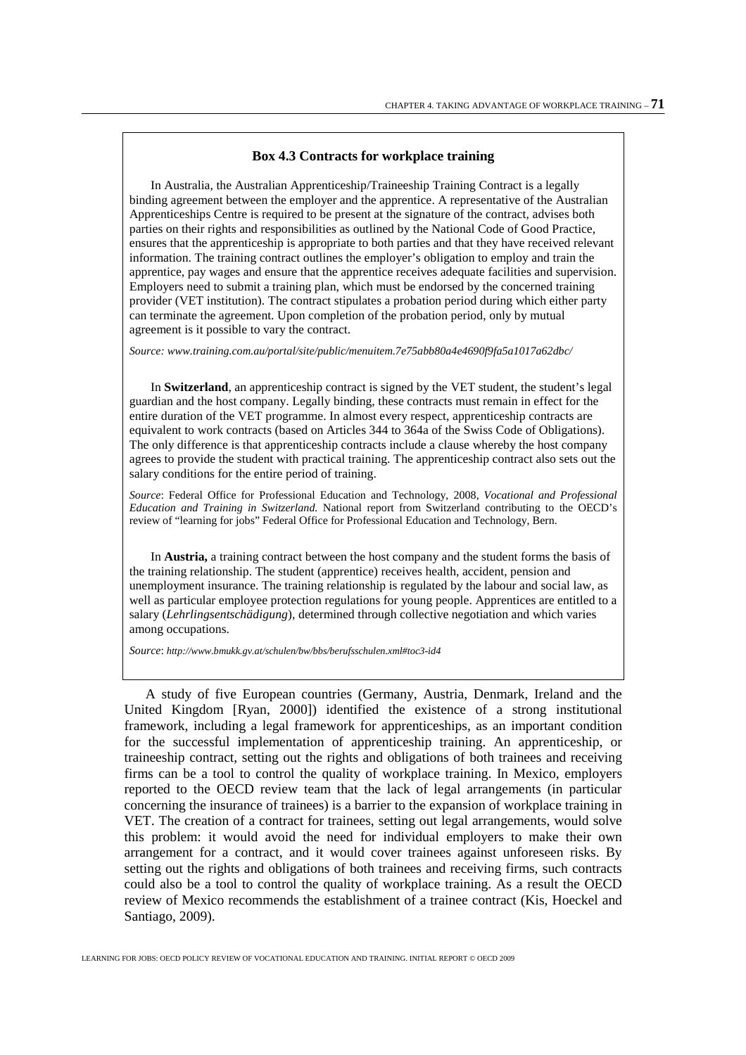### Box 4.3 Contracts for workplace training

In Australia, the Australian Apprenticeship/Traineeship Training Contract is a legally binding agreement between the employer and the apprentice. A representative of the Australian Apprenticeships Centre is required to be present at the signature of the contract, advises both parties on their rights and responsibilities as outlined by the National Code of Good Practice, ensures that the apprenticeship is appropriate to both parties and that they have received relevant information. The training contract outlines the employer's obligation to employ and train the apprentice, pay wages and ensure that the apprentice receives adequate facilities and supervision. Employers need to submit a training plan, which must be endorsed by the concerned training provider (VET institution). The contract stipulates a probation period during which either party can terminate the agreement. Upon completion of the probation period, only by mutual agreement is it possible to vary the contract.

*Source: www.training.com.au/portal/site/public/menuitem.7e75abb80a4e4690f9fa5a1017a62dbc/*

In **Switzerland**, an apprenticeship contract is signed by the VET student, the student's legal guardian and the host company. Legally binding, these contracts must remain in effect for the entire duration of the VET programme. In almost every respect, apprenticeship contracts are equivalent to work contracts (based on Articles 344 to 364a of the Swiss Code of Obligations). The only difference is that apprenticeship contracts include a clause whereby the host company agrees to provide the student with practical training. The apprenticeship contract also sets out the salary conditions for the entire period of training.

*Source*: Federal Office for Professional Education and Technology, 2008, *Vocational and Professional Education and Training in Switzerland.* National report from Switzerland contributing to the OECD's review of "learning for jobs" Federal Office for Professional Education and Technology, Bern.

In **Austria,** a training contract between the host company and the student forms the basis of the training relationship. The student (apprentice) receives health, accident, pension and unemployment insurance. The training relationship is regulated by the labour and social law, as well as particular employee protection regulations for young people. Apprentices are entitled to a salary (*Lehrlingsentschädigung*), determined through collective negotiation and which varies among occupations.

*Source*: *http://www.bmukk.gv.at/schulen/bw/bbs/berufsschulen.xml#toc3-id4*

A study of five European countries (Germany, Austria, Denmark, Ireland and the United Kingdom [Ryan, 2000]) identified the existence of a strong institutional framework, including a legal framework for apprenticeships, as an important condition for the successful implementation of apprenticeship training. An apprenticeship, or traineeship contract, setting out the rights and obligations of both trainees and receiving firms can be a tool to control the quality of workplace training. In Mexico, employers reported to the OECD review team that the lack of legal arrangements (in particular concerning the insurance of trainees) is a barrier to the expansion of workplace training in VET. The creation of a contract for trainees, setting out legal arrangements, would solve this problem: it would avoid the need for individual employers to make their own arrangement for a contract, and it would cover trainees against unforeseen risks. By setting out the rights and obligations of both trainees and receiving firms, such contracts could also be a tool to control the quality of workplace training. As a result the OECD review of Mexico recommends the establishment of a trainee contract (Kis, Hoeckel and Santiago, 2009).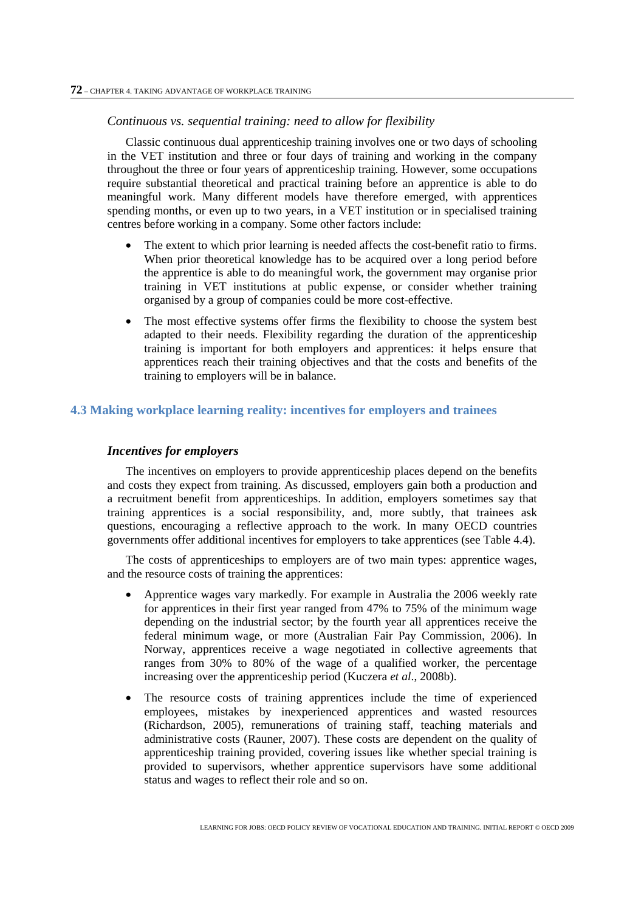### *Continuous vs. sequential training: need to allow for flexibility*

Classic continuous dual apprenticeship training involves one or two days of schooling in the VET institution and three or four days of training and working in the company throughout the three or four years of apprenticeship training. However, some occupations require substantial theoretical and practical training before an apprentice is able to do meaningful work. Many different models have therefore emerged, with apprentices spending months, or even up to two years, in a VET institution or in specialised training centres before working in a company. Some other factors include:

- The extent to which prior learning is needed affects the cost-benefit ratio to firms. When prior theoretical knowledge has to be acquired over a long period before the apprentice is able to do meaningful work, the government may organise prior training in VET institutions at public expense, or consider whether training organised by a group of companies could be more cost-effective.
- The most effective systems offer firms the flexibility to choose the system best adapted to their needs. Flexibility regarding the duration of the apprenticeship training is important for both employers and apprentices: it helps ensure that apprentices reach their training objectives and that the costs and benefits of the training to employers will be in balance.

## 4.3 Making workplace learning reality: incentives for employers and trainees

### ***Incentives for employers***

The incentives on employers to provide apprenticeship places depend on the benefits and costs they expect from training. As discussed, employers gain both a production and a recruitment benefit from apprenticeships. In addition, employers sometimes say that training apprentices is a social responsibility, and, more subtly, that trainees ask questions, encouraging a reflective approach to the work. In many OECD countries governments offer additional incentives for employers to take apprentices (see Table 4.4).

The costs of apprenticeships to employers are of two main types: apprentice wages, and the resource costs of training the apprentices:

- Apprentice wages vary markedly. For example in Australia the 2006 weekly rate for apprentices in their first year ranged from 47% to 75% of the minimum wage depending on the industrial sector; by the fourth year all apprentices receive the federal minimum wage, or more (Australian Fair Pay Commission, 2006). In Norway, apprentices receive a wage negotiated in collective agreements that ranges from 30% to 80% of the wage of a qualified worker, the percentage increasing over the apprenticeship period (Kuczera *et al*., 2008b).
- The resource costs of training apprentices include the time of experienced employees, mistakes by inexperienced apprentices and wasted resources (Richardson, 2005), remunerations of training staff, teaching materials and administrative costs (Rauner, 2007). These costs are dependent on the quality of apprenticeship training provided, covering issues like whether special training is provided to supervisors, whether apprentice supervisors have some additional status and wages to reflect their role and so on.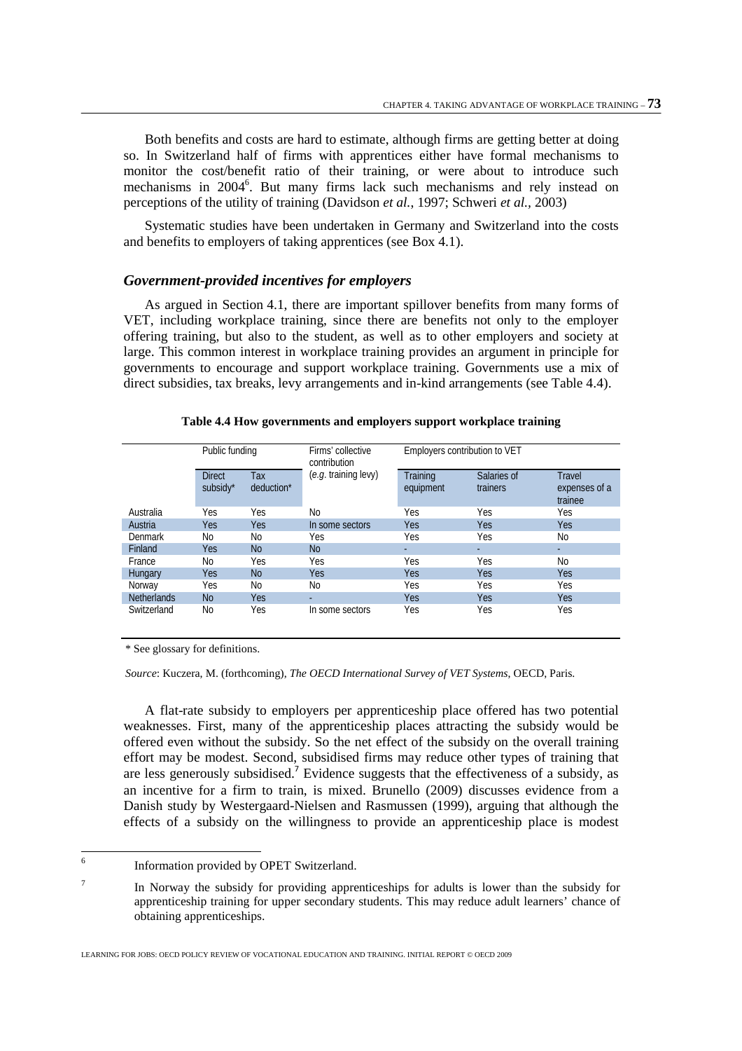Both benefits and costs are hard to estimate, although firms are getting better at doing so. In Switzerland half of firms with apprentices either have formal mechanisms to monitor the cost/benefit ratio of their training, or were about to introduce such mechanisms in 2004[6]. But many firms lack such mechanisms and rely instead on perceptions of the utility of training (Davidson *et al.,* 1997; Schweri *et al.,* 2003)

Systematic studies have been undertaken in Germany and Switzerland into the costs and benefits to employers of taking apprentices (see Box 4.1).

### *Government-provided incentives for employers*

As argued in Section 4.1, there are important spillover benefits from many forms of VET, including workplace training, since there are benefits not only to the employer offering training, but also to the student, as well as to other employers and society at large. This common interest in workplace training provides an argument in principle for governments to encourage and support workplace training. Governments use a mix of direct subsidies, tax breaks, levy arrangements and in-kind arrangements (see Table 4.4).

**Table 4.4 How governments and employers support workplace training**

| | Public funding | | Firms' collective contribution | Employers contribution to VET | | |
|---|---|---|---|---|---|---|
| | Direct subsidy* | Tax deduction* | (*e.g.* training levy) | Training equipment | Salaries of trainers | Travel expenses of a trainee |
| Australia | Yes | Yes | No | Yes | Yes | Yes |
| Austria | Yes | Yes | In some sectors | Yes | Yes | Yes |
| Denmark | No | No | Yes | Yes | Yes | No |
| Finland | Yes | No | No | - | - | - |
| France | No | Yes | Yes | Yes | Yes | No |
| Hungary | Yes | No | Yes | Yes | Yes | Yes |
| Norway | Yes | No | No | Yes | Yes | Yes |
| Netherlands | No | Yes | - | Yes | Yes | Yes |
| Switzerland | No | Yes | In some sectors | Yes | Yes | Yes |

\* See glossary for definitions.

*Source*: Kuczera, M. (forthcoming), *The OECD International Survey of VET Systems*, OECD, Paris.

A flat-rate subsidy to employers per apprenticeship place offered has two potential weaknesses. First, many of the apprenticeship places attracting the subsidy would be offered even without the subsidy. So the net effect of the subsidy on the overall training effort may be modest. Second, subsidised firms may reduce other types of training that are less generously subsidised.[7] Evidence suggests that the effectiveness of a subsidy, as an incentive for a firm to train, is mixed. Brunello (2009) discusses evidence from a Danish study by Westergaard-Nielsen and Rasmussen (1999), arguing that although the effects of a subsidy on the willingness to provide an apprenticeship place is modest

[6] Information provided by OPET Switzerland.

[7] In Norway the subsidy for providing apprenticeships for adults is lower than the subsidy for apprenticeship training for upper secondary students. This may reduce adult learners' chance of obtaining apprenticeships.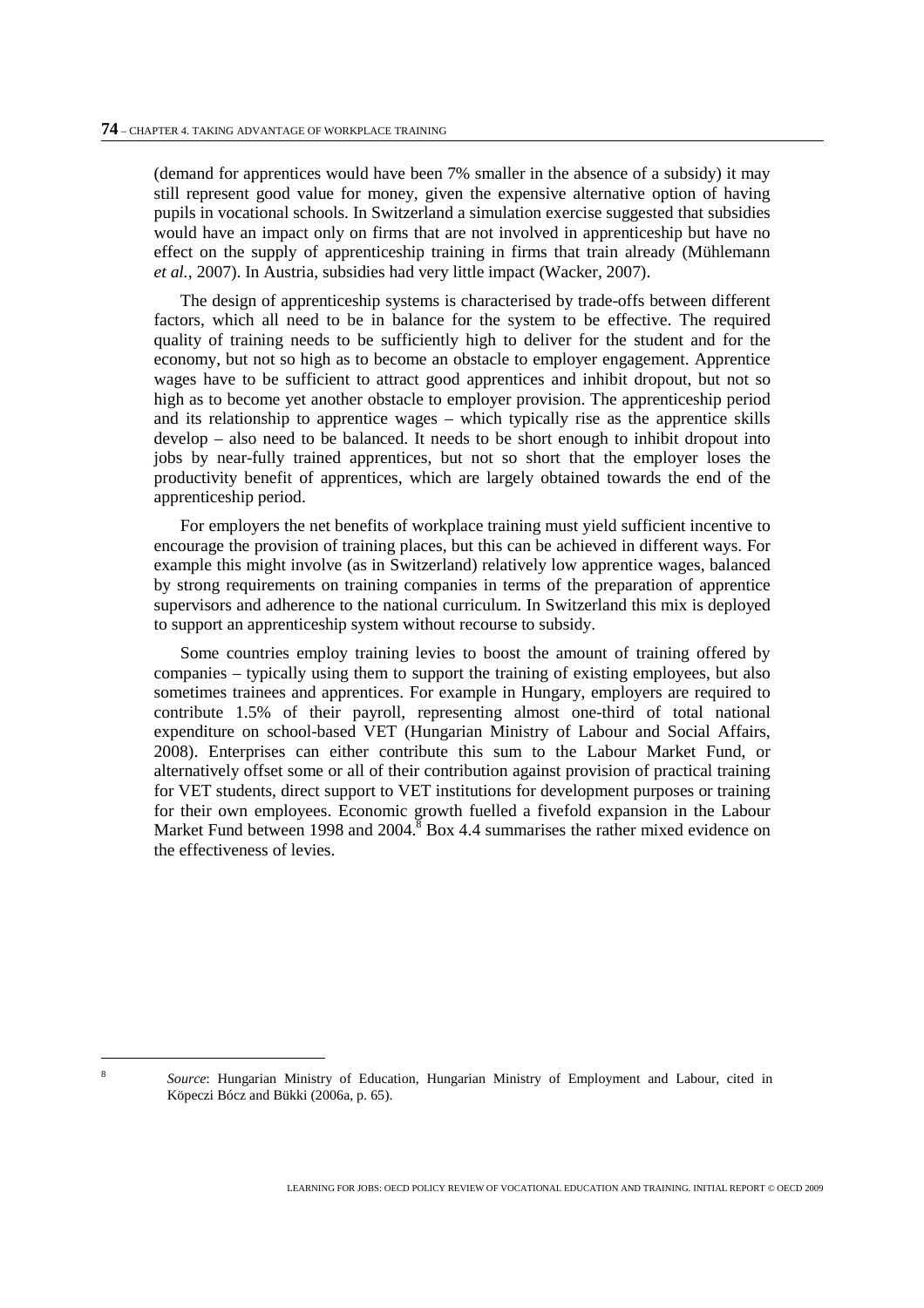(demand for apprentices would have been 7% smaller in the absence of a subsidy) it may still represent good value for money, given the expensive alternative option of having pupils in vocational schools. In Switzerland a simulation exercise suggested that subsidies would have an impact only on firms that are not involved in apprenticeship but have no effect on the supply of apprenticeship training in firms that train already (Mühlemann *et al.*, 2007). In Austria, subsidies had very little impact (Wacker, 2007).

The design of apprenticeship systems is characterised by trade-offs between different factors, which all need to be in balance for the system to be effective. The required quality of training needs to be sufficiently high to deliver for the student and for the economy, but not so high as to become an obstacle to employer engagement. Apprentice wages have to be sufficient to attract good apprentices and inhibit dropout, but not so high as to become yet another obstacle to employer provision. The apprenticeship period and its relationship to apprentice wages – which typically rise as the apprentice skills develop – also need to be balanced. It needs to be short enough to inhibit dropout into jobs by near-fully trained apprentices, but not so short that the employer loses the productivity benefit of apprentices, which are largely obtained towards the end of the apprenticeship period.

For employers the net benefits of workplace training must yield sufficient incentive to encourage the provision of training places, but this can be achieved in different ways. For example this might involve (as in Switzerland) relatively low apprentice wages, balanced by strong requirements on training companies in terms of the preparation of apprentice supervisors and adherence to the national curriculum. In Switzerland this mix is deployed to support an apprenticeship system without recourse to subsidy.

Some countries employ training levies to boost the amount of training offered by companies – typically using them to support the training of existing employees, but also sometimes trainees and apprentices. For example in Hungary, employers are required to contribute 1.5% of their payroll, representing almost one-third of total national expenditure on school-based VET (Hungarian Ministry of Labour and Social Affairs, 2008). Enterprises can either contribute this sum to the Labour Market Fund, or alternatively offset some or all of their contribution against provision of practical training for VET students, direct support to VET institutions for development purposes or training for their own employees. Economic growth fuelled a fivefold expansion in the Labour Market Fund between 1998 and 2004.[8] Box 4.4 summarises the rather mixed evidence on the effectiveness of levies.

---

8 *Source*: Hungarian Ministry of Education, Hungarian Ministry of Employment and Labour, cited in Köpeczi Bócz and Bükki (2006a, p. 65).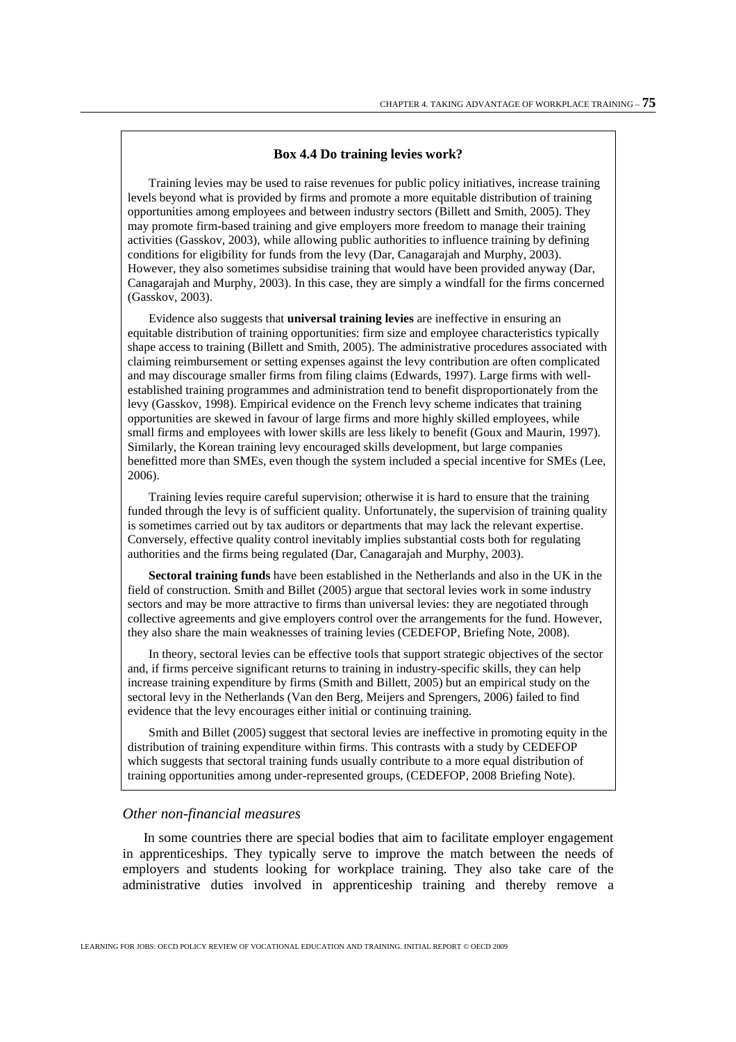**Box 4.4 Do training levies work?**

Training levies may be used to raise revenues for public policy initiatives, increase training levels beyond what is provided by firms and promote a more equitable distribution of training opportunities among employees and between industry sectors (Billett and Smith, 2005). They may promote firm-based training and give employers more freedom to manage their training activities (Gasskov, 2003), while allowing public authorities to influence training by defining conditions for eligibility for funds from the levy (Dar, Canagarajah and Murphy, 2003). However, they also sometimes subsidise training that would have been provided anyway (Dar, Canagarajah and Murphy, 2003). In this case, they are simply a windfall for the firms concerned (Gasskov, 2003).

Evidence also suggests that **universal training levies** are ineffective in ensuring an equitable distribution of training opportunities: firm size and employee characteristics typically shape access to training (Billett and Smith, 2005). The administrative procedures associated with claiming reimbursement or setting expenses against the levy contribution are often complicated and may discourage smaller firms from filing claims (Edwards, 1997). Large firms with well-established training programmes and administration tend to benefit disproportionately from the levy (Gasskov, 1998). Empirical evidence on the French levy scheme indicates that training opportunities are skewed in favour of large firms and more highly skilled employees, while small firms and employees with lower skills are less likely to benefit (Goux and Maurin, 1997). Similarly, the Korean training levy encouraged skills development, but large companies benefitted more than SMEs, even though the system included a special incentive for SMEs (Lee, 2006).

Training levies require careful supervision; otherwise it is hard to ensure that the training funded through the levy is of sufficient quality. Unfortunately, the supervision of training quality is sometimes carried out by tax auditors or departments that may lack the relevant expertise. Conversely, effective quality control inevitably implies substantial costs both for regulating authorities and the firms being regulated (Dar, Canagarajah and Murphy, 2003).

**Sectoral training funds** have been established in the Netherlands and also in the UK in the field of construction. Smith and Billet (2005) argue that sectoral levies work in some industry sectors and may be more attractive to firms than universal levies: they are negotiated through collective agreements and give employers control over the arrangements for the fund. However, they also share the main weaknesses of training levies (CEDEFOP, Briefing Note, 2008).

In theory, sectoral levies can be effective tools that support strategic objectives of the sector and, if firms perceive significant returns to training in industry-specific skills, they can help increase training expenditure by firms (Smith and Billett, 2005) but an empirical study on the sectoral levy in the Netherlands (Van den Berg, Meijers and Sprengers, 2006) failed to find evidence that the levy encourages either initial or continuing training.

Smith and Billet (2005) suggest that sectoral levies are ineffective in promoting equity in the distribution of training expenditure within firms. This contrasts with a study by CEDEFOP which suggests that sectoral training funds usually contribute to a more equal distribution of training opportunities among under-represented groups, (CEDEFOP, 2008 Briefing Note).

### *Other non-financial measures*

In some countries there are special bodies that aim to facilitate employer engagement in apprenticeships. They typically serve to improve the match between the needs of employers and students looking for workplace training. They also take care of the administrative duties involved in apprenticeship training and thereby remove a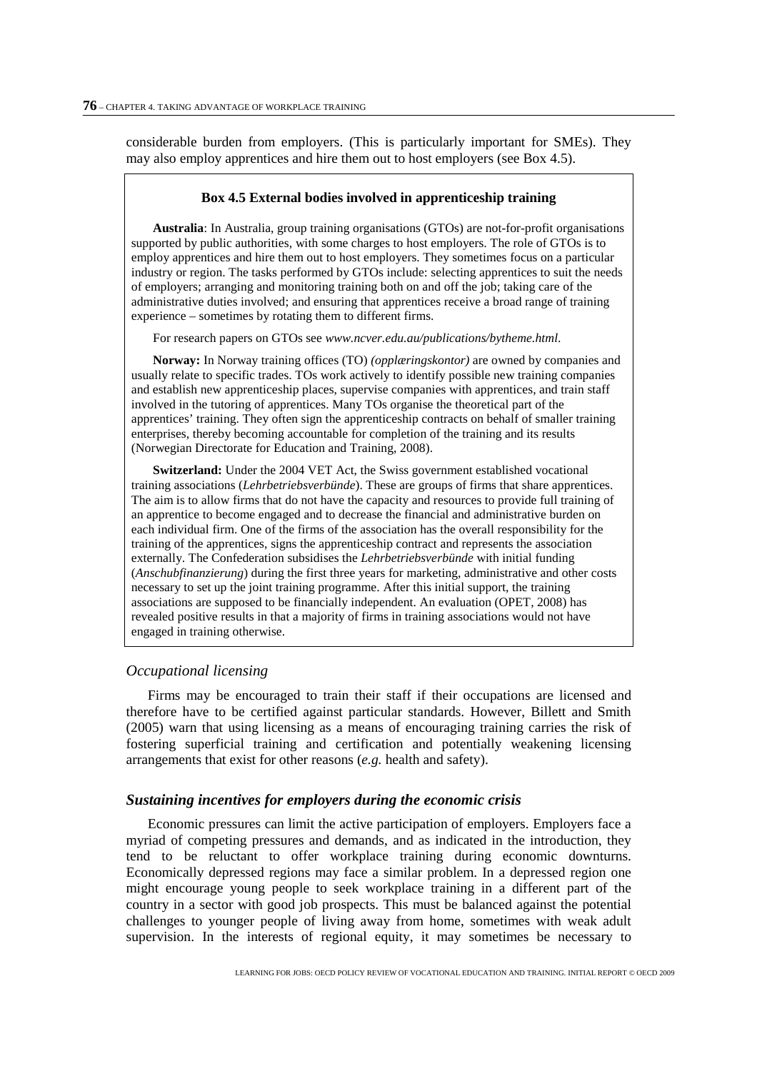considerable burden from employers. (This is particularly important for SMEs). They may also employ apprentices and hire them out to host employers (see Box 4.5).

> **Box 4.5 External bodies involved in apprenticeship training**
>
> **Australia**: In Australia, group training organisations (GTOs) are not-for-profit organisations supported by public authorities, with some charges to host employers. The role of GTOs is to employ apprentices and hire them out to host employers. They sometimes focus on a particular industry or region. The tasks performed by GTOs include: selecting apprentices to suit the needs of employers; arranging and monitoring training both on and off the job; taking care of the administrative duties involved; and ensuring that apprentices receive a broad range of training experience – sometimes by rotating them to different firms.
>
> For research papers on GTOs see *www.ncver.edu.au/publications/bytheme.html*.
>
> **Norway:** In Norway training offices (TO) *(opplæringskontor)* are owned by companies and usually relate to specific trades. TOs work actively to identify possible new training companies and establish new apprenticeship places, supervise companies with apprentices, and train staff involved in the tutoring of apprentices. Many TOs organise the theoretical part of the apprentices' training. They often sign the apprenticeship contracts on behalf of smaller training enterprises, thereby becoming accountable for completion of the training and its results (Norwegian Directorate for Education and Training, 2008).
>
> **Switzerland:** Under the 2004 VET Act, the Swiss government established vocational training associations (*Lehrbetriebsverbünde*). These are groups of firms that share apprentices. The aim is to allow firms that do not have the capacity and resources to provide full training of an apprentice to become engaged and to decrease the financial and administrative burden on each individual firm. One of the firms of the association has the overall responsibility for the training of the apprentices, signs the apprenticeship contract and represents the association externally. The Confederation subsidises the *Lehrbetriebsverbünde* with initial funding (*Anschubfinanzierung*) during the first three years for marketing, administrative and other costs necessary to set up the joint training programme. After this initial support, the training associations are supposed to be financially independent. An evaluation (OPET, 2008) has revealed positive results in that a majority of firms in training associations would not have engaged in training otherwise.

### *Occupational licensing*

Firms may be encouraged to train their staff if their occupations are licensed and therefore have to be certified against particular standards. However, Billett and Smith (2005) warn that using licensing as a means of encouraging training carries the risk of fostering superficial training and certification and potentially weakening licensing arrangements that exist for other reasons (*e.g.* health and safety).

## *Sustaining incentives for employers during the economic crisis*

Economic pressures can limit the active participation of employers. Employers face a myriad of competing pressures and demands, and as indicated in the introduction, they tend to be reluctant to offer workplace training during economic downturns. Economically depressed regions may face a similar problem. In a depressed region one might encourage young people to seek workplace training in a different part of the country in a sector with good job prospects. This must be balanced against the potential challenges to younger people of living away from home, sometimes with weak adult supervision. In the interests of regional equity, it may sometimes be necessary to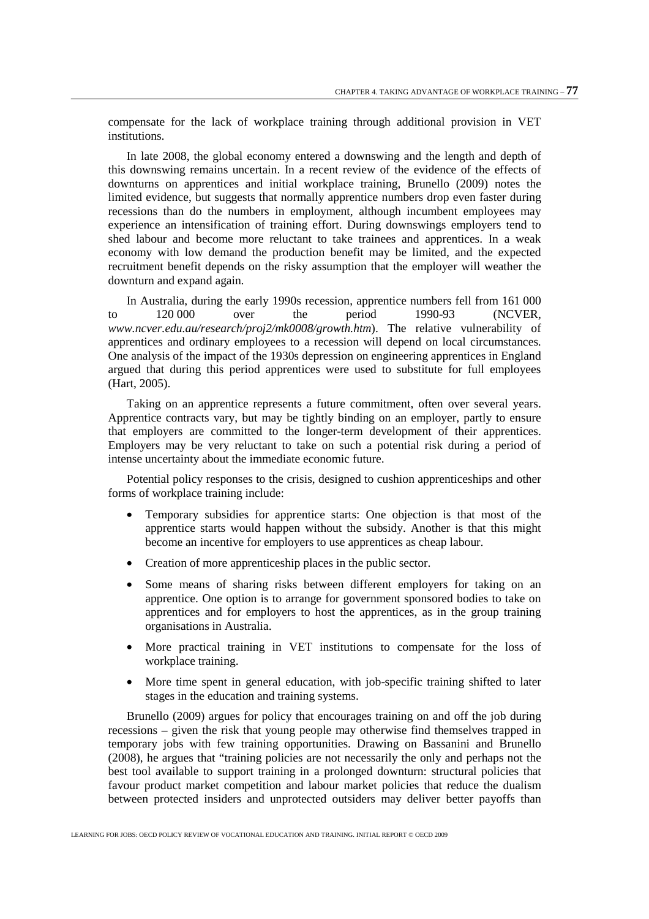compensate for the lack of workplace training through additional provision in VET institutions.

In late 2008, the global economy entered a downswing and the length and depth of this downswing remains uncertain. In a recent review of the evidence of the effects of downturns on apprentices and initial workplace training, Brunello (2009) notes the limited evidence, but suggests that normally apprentice numbers drop even faster during recessions than do the numbers in employment, although incumbent employees may experience an intensification of training effort. During downswings employers tend to shed labour and become more reluctant to take trainees and apprentices. In a weak economy with low demand the production benefit may be limited, and the expected recruitment benefit depends on the risky assumption that the employer will weather the downturn and expand again.

In Australia, during the early 1990s recession, apprentice numbers fell from 161 000 to 120 000 over the period 1990-93 (NCVER, *www.ncver.edu.au/research/proj2/mk0008/growth.htm*). The relative vulnerability of apprentices and ordinary employees to a recession will depend on local circumstances. One analysis of the impact of the 1930s depression on engineering apprentices in England argued that during this period apprentices were used to substitute for full employees (Hart, 2005).

Taking on an apprentice represents a future commitment, often over several years. Apprentice contracts vary, but may be tightly binding on an employer, partly to ensure that employers are committed to the longer-term development of their apprentices. Employers may be very reluctant to take on such a potential risk during a period of intense uncertainty about the immediate economic future.

Potential policy responses to the crisis, designed to cushion apprenticeships and other forms of workplace training include:

- Temporary subsidies for apprentice starts: One objection is that most of the apprentice starts would happen without the subsidy. Another is that this might become an incentive for employers to use apprentices as cheap labour.
- Creation of more apprenticeship places in the public sector.
- Some means of sharing risks between different employers for taking on an apprentice. One option is to arrange for government sponsored bodies to take on apprentices and for employers to host the apprentices, as in the group training organisations in Australia.
- More practical training in VET institutions to compensate for the loss of workplace training.
- More time spent in general education, with job-specific training shifted to later stages in the education and training systems.

Brunello (2009) argues for policy that encourages training on and off the job during recessions – given the risk that young people may otherwise find themselves trapped in temporary jobs with few training opportunities. Drawing on Bassanini and Brunello (2008), he argues that "training policies are not necessarily the only and perhaps not the best tool available to support training in a prolonged downturn: structural policies that favour product market competition and labour market policies that reduce the dualism between protected insiders and unprotected outsiders may deliver better payoffs than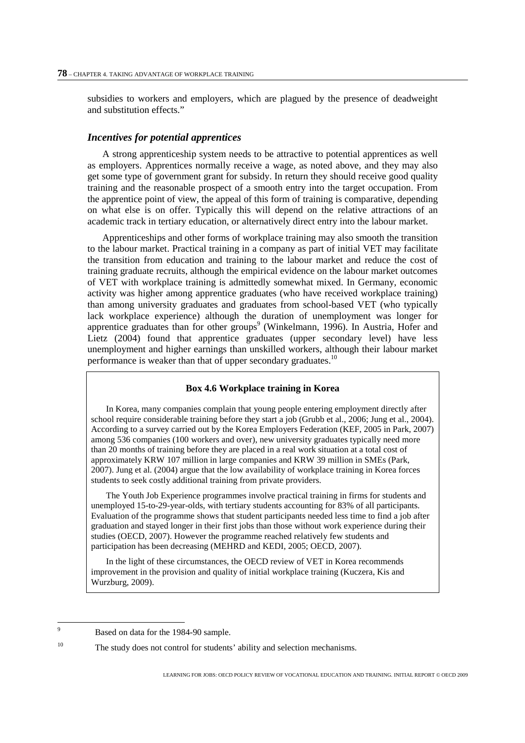subsidies to workers and employers, which are plagued by the presence of deadweight and substitution effects."

### *Incentives for potential apprentices*

A strong apprenticeship system needs to be attractive to potential apprentices as well as employers. Apprentices normally receive a wage, as noted above, and they may also get some type of government grant for subsidy. In return they should receive good quality training and the reasonable prospect of a smooth entry into the target occupation. From the apprentice point of view, the appeal of this form of training is comparative, depending on what else is on offer. Typically this will depend on the relative attractions of an academic track in tertiary education, or alternatively direct entry into the labour market.

Apprenticeships and other forms of workplace training may also smooth the transition to the labour market. Practical training in a company as part of initial VET may facilitate the transition from education and training to the labour market and reduce the cost of training graduate recruits, although the empirical evidence on the labour market outcomes of VET with workplace training is admittedly somewhat mixed. In Germany, economic activity was higher among apprentice graduates (who have received workplace training) than among university graduates and graduates from school-based VET (who typically lack workplace experience) although the duration of unemployment was longer for apprentice graduates than for other groups[9] (Winkelmann, 1996). In Austria, Hofer and Lietz (2004) found that apprentice graduates (upper secondary level) have less unemployment and higher earnings than unskilled workers, although their labour market performance is weaker than that of upper secondary graduates.[10]

**Box 4.6 Workplace training in Korea**

In Korea, many companies complain that young people entering employment directly after school require considerable training before they start a job (Grubb et al., 2006; Jung et al., 2004). According to a survey carried out by the Korea Employers Federation (KEF, 2005 in Park, 2007) among 536 companies (100 workers and over), new university graduates typically need more than 20 months of training before they are placed in a real work situation at a total cost of approximately KRW 107 million in large companies and KRW 39 million in SMEs (Park, 2007). Jung et al. (2004) argue that the low availability of workplace training in Korea forces students to seek costly additional training from private providers.

The Youth Job Experience programmes involve practical training in firms for students and unemployed 15-to-29-year-olds, with tertiary students accounting for 83% of all participants. Evaluation of the programme shows that student participants needed less time to find a job after graduation and stayed longer in their first jobs than those without work experience during their studies (OECD, 2007). However the programme reached relatively few students and participation has been decreasing (MEHRD and KEDI, 2005; OECD, 2007).

In the light of these circumstances, the OECD review of VET in Korea recommends improvement in the provision and quality of initial workplace training (Kuczera, Kis and Wurzburg, 2009).

---

9 Based on data for the 1984-90 sample.

10 The study does not control for students' ability and selection mechanisms.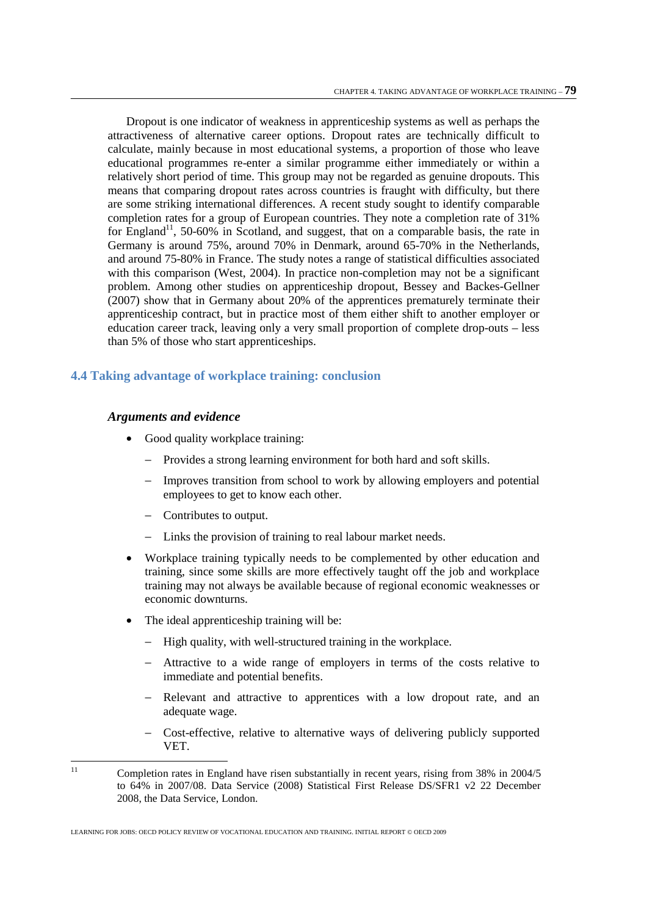Dropout is one indicator of weakness in apprenticeship systems as well as perhaps the attractiveness of alternative career options. Dropout rates are technically difficult to calculate, mainly because in most educational systems, a proportion of those who leave educational programmes re-enter a similar programme either immediately or within a relatively short period of time. This group may not be regarded as genuine dropouts. This means that comparing dropout rates across countries is fraught with difficulty, but there are some striking international differences. A recent study sought to identify comparable completion rates for a group of European countries. They note a completion rate of 31% for England[11], 50-60% in Scotland, and suggest, that on a comparable basis, the rate in Germany is around 75%, around 70% in Denmark, around 65-70% in the Netherlands, and around 75-80% in France. The study notes a range of statistical difficulties associated with this comparison (West, 2004). In practice non-completion may not be a significant problem. Among other studies on apprenticeship dropout, Bessey and Backes-Gellner (2007) show that in Germany about 20% of the apprentices prematurely terminate their apprenticeship contract, but in practice most of them either shift to another employer or education career track, leaving only a very small proportion of complete drop-outs – less than 5% of those who start apprenticeships.

## 4.4 Taking advantage of workplace training: conclusion

### *Arguments and evidence*

- Good quality workplace training:
  - Provides a strong learning environment for both hard and soft skills.
  - Improves transition from school to work by allowing employers and potential employees to get to know each other.
  - Contributes to output.
  - Links the provision of training to real labour market needs.
- Workplace training typically needs to be complemented by other education and training, since some skills are more effectively taught off the job and workplace training may not always be available because of regional economic weaknesses or economic downturns.
- The ideal apprenticeship training will be:
  - High quality, with well-structured training in the workplace.
  - Attractive to a wide range of employers in terms of the costs relative to immediate and potential benefits.
  - Relevant and attractive to apprentices with a low dropout rate, and an adequate wage.
  - Cost-effective, relative to alternative ways of delivering publicly supported VET.

[11] Completion rates in England have risen substantially in recent years, rising from 38% in 2004/5 to 64% in 2007/08. Data Service (2008) Statistical First Release DS/SFR1 v2 22 December 2008, the Data Service, London.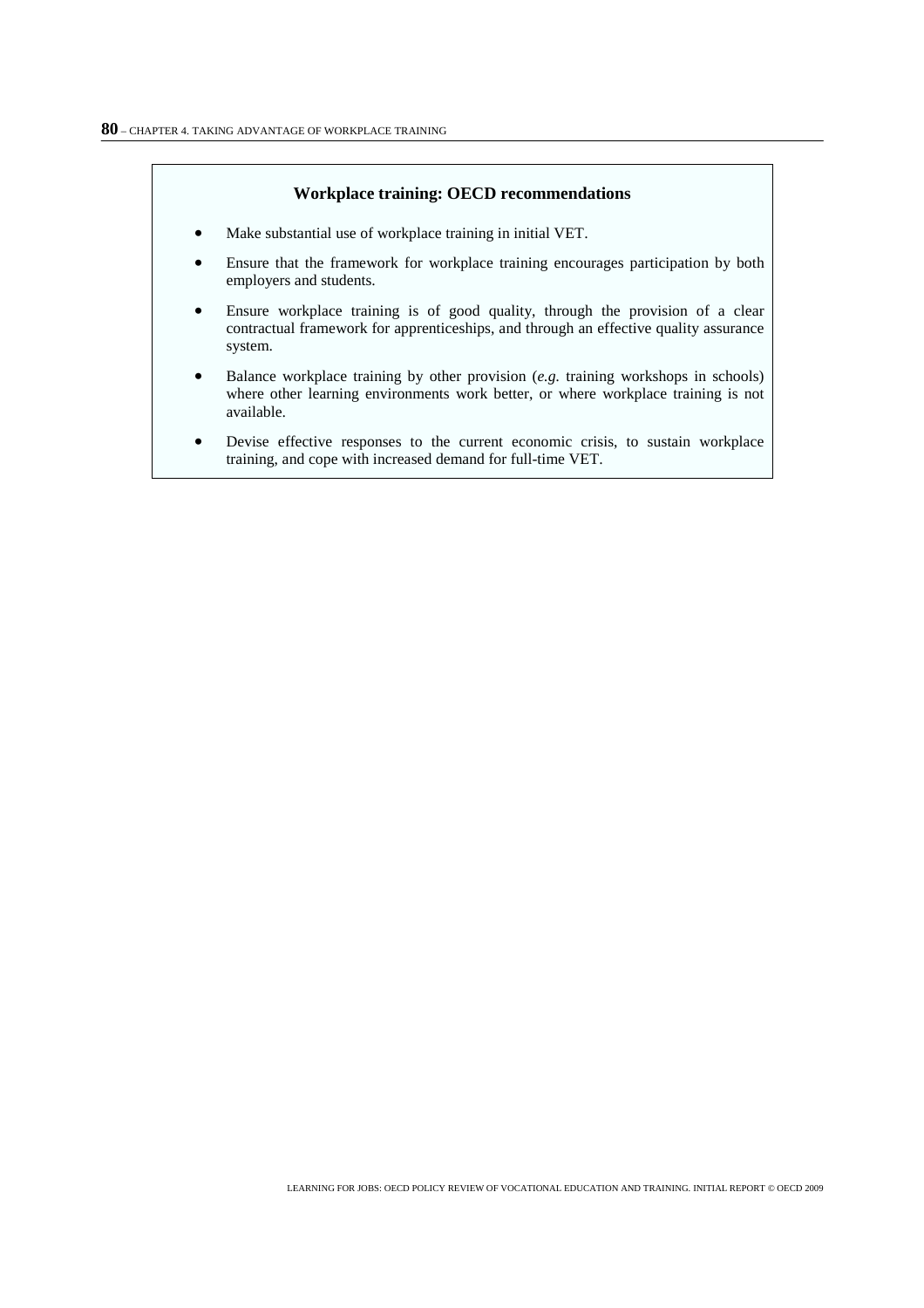### Workplace training: OECD recommendations

- Make substantial use of workplace training in initial VET.
- Ensure that the framework for workplace training encourages participation by both employers and students.
- Ensure workplace training is of good quality, through the provision of a clear contractual framework for apprenticeships, and through an effective quality assurance system.
- Balance workplace training by other provision (*e.g.* training workshops in schools) where other learning environments work better, or where workplace training is not available.
- Devise effective responses to the current economic crisis, to sustain workplace training, and cope with increased demand for full-time VET.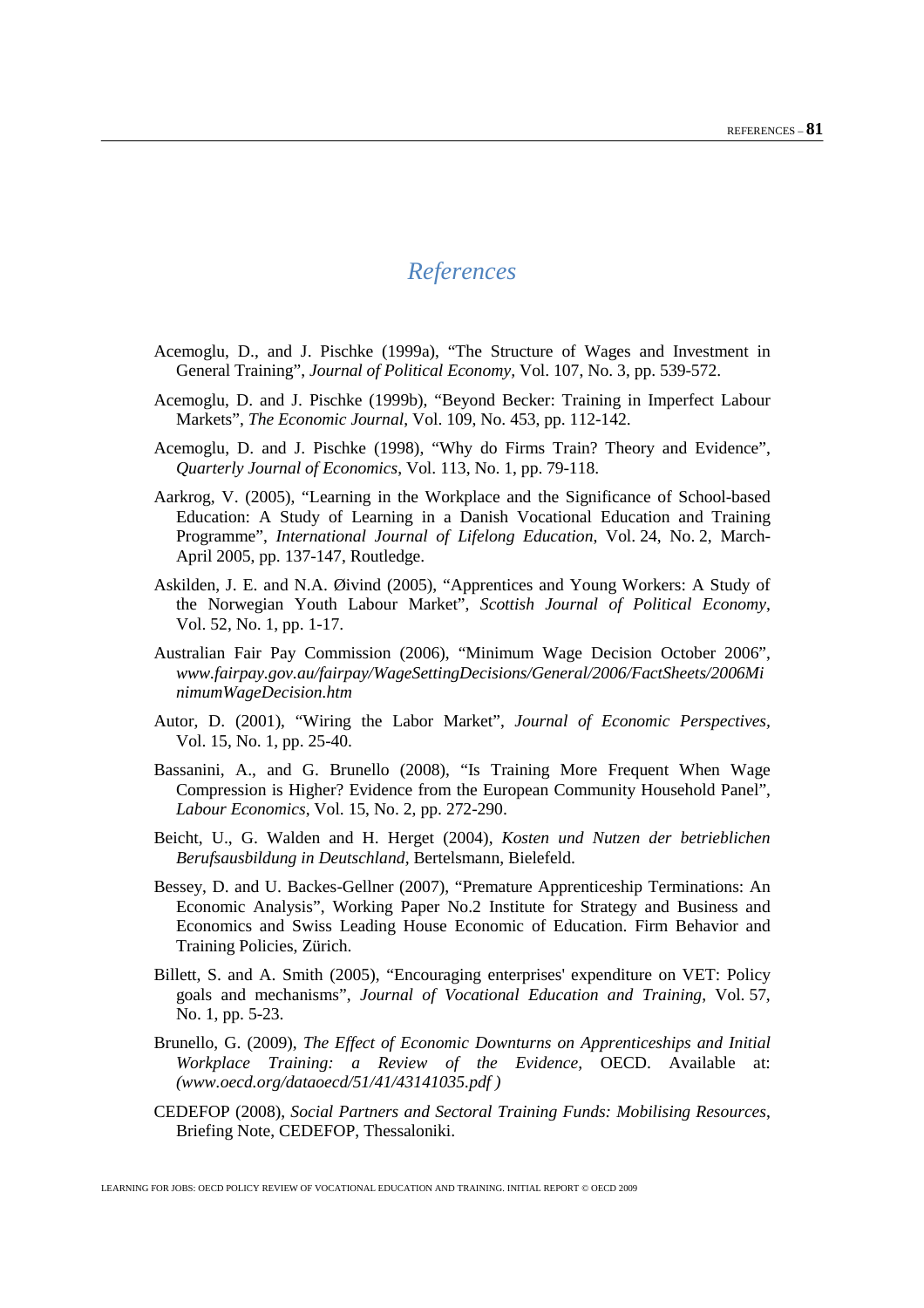# *References*

Acemoglu, D., and J. Pischke (1999a), "The Structure of Wages and Investment in General Training", *Journal of Political Economy*, Vol. 107, No. 3, pp. 539-572.

Acemoglu, D. and J. Pischke (1999b), "Beyond Becker: Training in Imperfect Labour Markets", *The Economic Journal*, Vol. 109, No. 453, pp. 112-142.

Acemoglu, D. and J. Pischke (1998), "Why do Firms Train? Theory and Evidence", *Quarterly Journal of Economics*, Vol. 113, No. 1, pp. 79-118.

Aarkrog, V. (2005), "Learning in the Workplace and the Significance of School-based Education: A Study of Learning in a Danish Vocational Education and Training Programme", *International Journal of Lifelong Education*, Vol. 24, No. 2, March-April 2005, pp. 137-147, Routledge.

Askilden, J. E. and N.A. Øivind (2005), "Apprentices and Young Workers: A Study of the Norwegian Youth Labour Market", *Scottish Journal of Political Economy*, Vol. 52, No. 1, pp. 1-17.

Australian Fair Pay Commission (2006), "Minimum Wage Decision October 2006", *www.fairpay.gov.au/fairpay/WageSettingDecisions/General/2006/FactSheets/2006MinimumWageDecision.htm*

Autor, D. (2001), "Wiring the Labor Market", *Journal of Economic Perspectives*, Vol. 15, No. 1, pp. 25-40.

Bassanini, A., and G. Brunello (2008), "Is Training More Frequent When Wage Compression is Higher? Evidence from the European Community Household Panel", *Labour Economics*, Vol. 15, No. 2, pp. 272-290.

Beicht, U., G. Walden and H. Herget (2004), *Kosten und Nutzen der betrieblichen Berufsausbildung in Deutschland*, Bertelsmann, Bielefeld.

Bessey, D. and U. Backes-Gellner (2007), "Premature Apprenticeship Terminations: An Economic Analysis", Working Paper No.2 Institute for Strategy and Business and Economics and Swiss Leading House Economic of Education. Firm Behavior and Training Policies, Zürich.

Billett, S. and A. Smith (2005), "Encouraging enterprises' expenditure on VET: Policy goals and mechanisms", *Journal of Vocational Education and Training*, Vol. 57, No. 1, pp. 5-23.

Brunello, G. (2009), *The Effect of Economic Downturns on Apprenticeships and Initial Workplace Training: a Review of the Evidence*, OECD. Available at: *(www.oecd.org/dataoecd/51/41/43141035.pdf )*

CEDEFOP (2008), *Social Partners and Sectoral Training Funds: Mobilising Resources*, Briefing Note, CEDEFOP, Thessaloniki.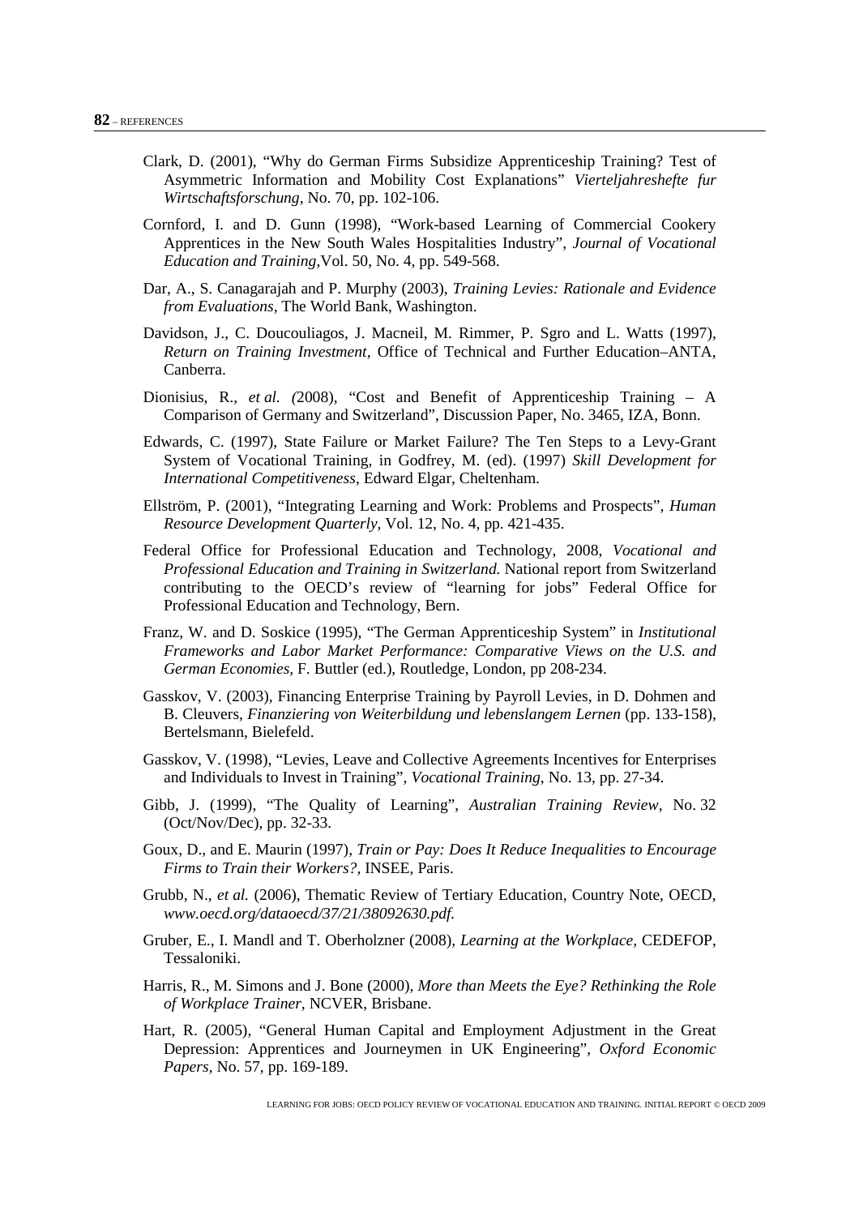Clark, D. (2001), "Why do German Firms Subsidize Apprenticeship Training? Test of Asymmetric Information and Mobility Cost Explanations" *Vierteljahreshefte fur Wirtschaftsforschung*, No. 70, pp. 102-106.

Cornford, I. and D. Gunn (1998), "Work-based Learning of Commercial Cookery Apprentices in the New South Wales Hospitalities Industry", *Journal of Vocational Education and Training*,Vol. 50, No. 4, pp. 549-568.

Dar, A., S. Canagarajah and P. Murphy (2003), *Training Levies: Rationale and Evidence from Evaluations*, The World Bank, Washington.

Davidson, J., C. Doucouliagos, J. Macneil, M. Rimmer, P. Sgro and L. Watts (1997), *Return on Training Investment*, Office of Technical and Further Education–ANTA, Canberra.

Dionisius, R., *et al. (*2008), "Cost and Benefit of Apprenticeship Training – A Comparison of Germany and Switzerland", Discussion Paper, No. 3465, IZA, Bonn.

Edwards, C. (1997), State Failure or Market Failure? The Ten Steps to a Levy-Grant System of Vocational Training, in Godfrey, M. (ed). (1997) *Skill Development for International Competitiveness*, Edward Elgar, Cheltenham.

Ellström, P. (2001), "Integrating Learning and Work: Problems and Prospects", *Human Resource Development Quarterly*, Vol. 12, No. 4, pp. 421-435.

Federal Office for Professional Education and Technology, 2008, *Vocational and Professional Education and Training in Switzerland.* National report from Switzerland contributing to the OECD's review of "learning for jobs" Federal Office for Professional Education and Technology, Bern.

Franz, W. and D. Soskice (1995), "The German Apprenticeship System" in *Institutional Frameworks and Labor Market Performance: Comparative Views on the U.S. and German Economies,* F. Buttler (ed.), Routledge, London, pp 208-234.

Gasskov, V. (2003), Financing Enterprise Training by Payroll Levies, in D. Dohmen and B. Cleuvers, *Finanziering von Weiterbildung und lebenslangem Lernen* (pp. 133-158), Bertelsmann, Bielefeld.

Gasskov, V. (1998), "Levies, Leave and Collective Agreements Incentives for Enterprises and Individuals to Invest in Training", *Vocational Training*, No. 13, pp. 27-34.

Gibb, J. (1999), "The Quality of Learning", *Australian Training Review,* No. 32 (Oct/Nov/Dec), pp. 32-33.

Goux, D., and E. Maurin (1997), *Train or Pay: Does It Reduce Inequalities to Encourage Firms to Train their Workers?,* INSEE, Paris.

Grubb, N., *et al.* (2006), Thematic Review of Tertiary Education, Country Note, OECD, *www.oecd.org/dataoecd/37/21/38092630.pdf.*

Gruber, E., I. Mandl and T. Oberholzner (2008), *Learning at the Workplace,* CEDEFOP, Tessaloniki.

Harris, R., M. Simons and J. Bone (2000), *More than Meets the Eye? Rethinking the Role of Workplace Trainer,* NCVER, Brisbane.

Hart, R. (2005), "General Human Capital and Employment Adjustment in the Great Depression: Apprentices and Journeymen in UK Engineering", *Oxford Economic Papers*, No. 57, pp. 169-189.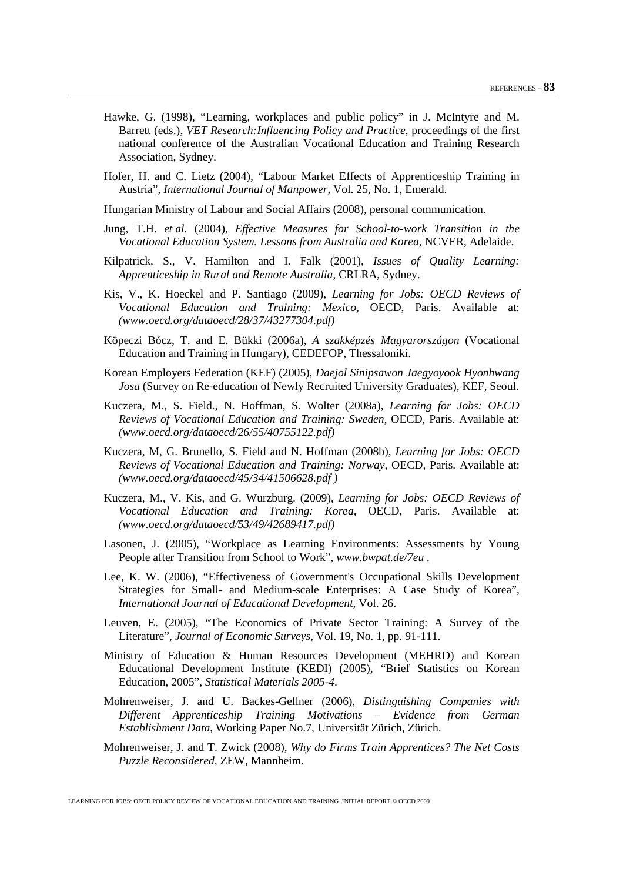Hawke, G. (1998), "Learning, workplaces and public policy" in J. McIntyre and M. Barrett (eds.), *VET Research:Influencing Policy and Practice*, proceedings of the first national conference of the Australian Vocational Education and Training Research Association, Sydney.

Hofer, H. and C. Lietz (2004), "Labour Market Effects of Apprenticeship Training in Austria", *International Journal of Manpower*, Vol. 25, No. 1, Emerald.

Hungarian Ministry of Labour and Social Affairs (2008), personal communication.

Jung, T.H. *et al.* (2004), *Effective Measures for School-to-work Transition in the Vocational Education System. Lessons from Australia and Korea*, NCVER, Adelaide.

Kilpatrick, S., V. Hamilton and I. Falk (2001), *Issues of Quality Learning: Apprenticeship in Rural and Remote Australia*, CRLRA, Sydney.

Kis, V., K. Hoeckel and P. Santiago (2009), *Learning for Jobs: OECD Reviews of Vocational Education and Training: Mexico,* OECD, Paris. Available at: *(www.oecd.org/dataoecd/28/37/43277304.pdf)*

Köpeczi Bócz, T. and E. Bükki (2006a), *A szakképzés Magyarországon* (Vocational Education and Training in Hungary), CEDEFOP, Thessaloniki.

Korean Employers Federation (KEF) (2005), *Daejol Sinipsawon Jaegyoyook Hyonhwang Josa* (Survey on Re-education of Newly Recruited University Graduates), KEF, Seoul.

Kuczera, M., S. Field., N. Hoffman, S. Wolter (2008a), *Learning for Jobs: OECD Reviews of Vocational Education and Training: Sweden,* OECD, Paris. Available at: *(www.oecd.org/dataoecd/26/55/40755122.pdf)*

Kuczera, M, G. Brunello, S. Field and N. Hoffman (2008b), *Learning for Jobs: OECD Reviews of Vocational Education and Training: Norway*, OECD, Paris. Available at: *(www.oecd.org/dataoecd/45/34/41506628.pdf )*

Kuczera, M., V. Kis, and G. Wurzburg. (2009), *Learning for Jobs: OECD Reviews of Vocational Education and Training: Korea*, OECD, Paris. Available at: *(www.oecd.org/dataoecd/53/49/42689417.pdf)*

Lasonen, J. (2005), "Workplace as Learning Environments: Assessments by Young People after Transition from School to Work", *www.bwpat.de/7eu* .

Lee, K. W. (2006), "Effectiveness of Government's Occupational Skills Development Strategies for Small- and Medium-scale Enterprises: A Case Study of Korea", *International Journal of Educational Development*, Vol. 26.

Leuven, E. (2005), "The Economics of Private Sector Training: A Survey of the Literature", *Journal of Economic Surveys*, Vol. 19, No. 1, pp. 91-111.

Ministry of Education & Human Resources Development (MEHRD) and Korean Educational Development Institute (KEDI) (2005), "Brief Statistics on Korean Education, 2005", *Statistical Materials 2005-4*.

Mohrenweiser, J. and U. Backes-Gellner (2006), *Distinguishing Companies with Different Apprenticeship Training Motivations – Evidence from German Establishment Data*, Working Paper No.7, Universität Zürich, Zürich.

Mohrenweiser, J. and T. Zwick (2008), *Why do Firms Train Apprentices? The Net Costs Puzzle Reconsidered*, ZEW, Mannheim.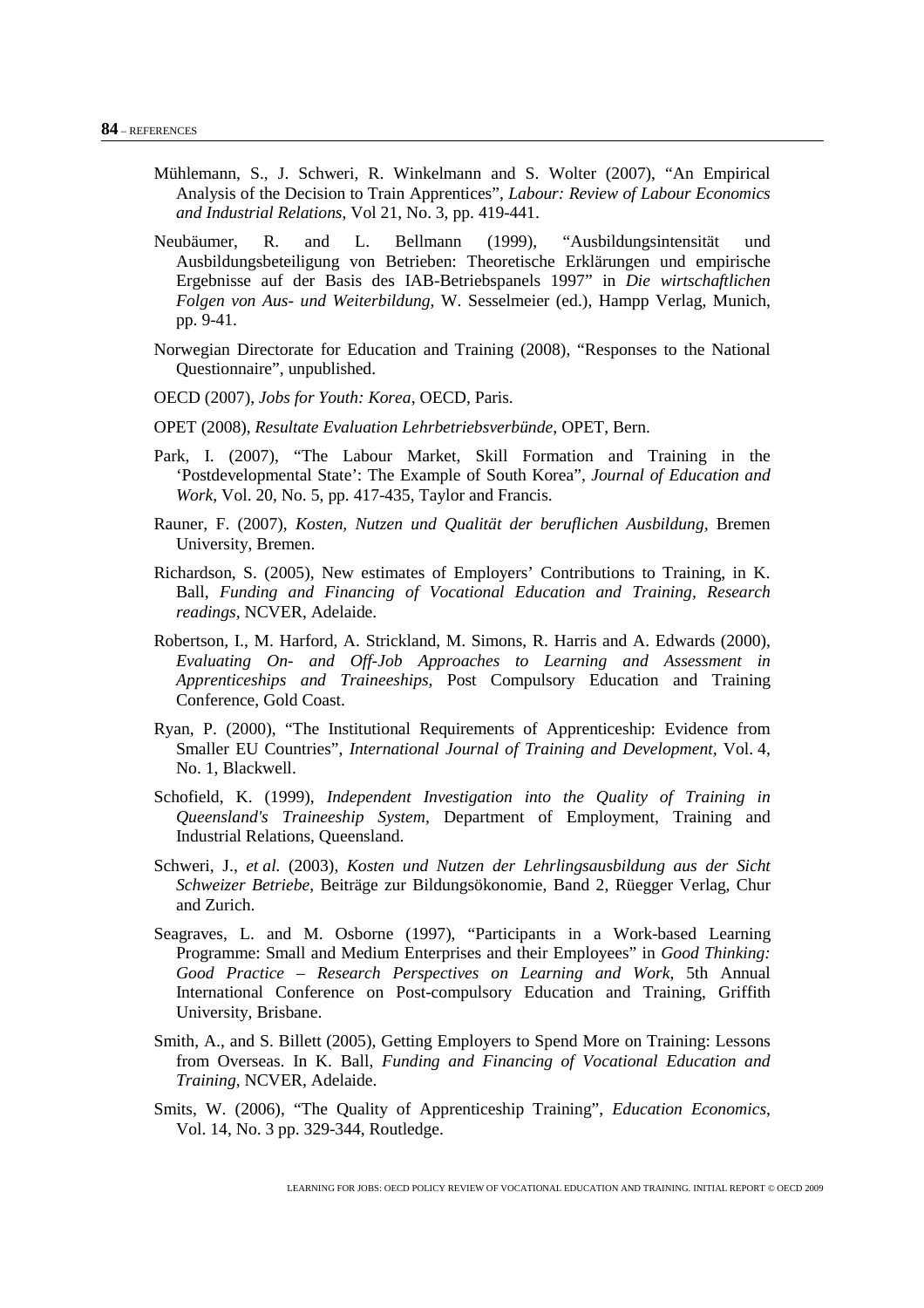Mühlemann, S., J. Schweri, R. Winkelmann and S. Wolter (2007), "An Empirical Analysis of the Decision to Train Apprentices", *Labour: Review of Labour Economics and Industrial Relations*, Vol 21, No. 3, pp. 419-441.

Neubäumer, R. and L. Bellmann (1999), "Ausbildungsintensität und Ausbildungsbeteiligung von Betrieben: Theoretische Erklärungen und empirische Ergebnisse auf der Basis des IAB-Betriebspanels 1997" in *Die wirtschaftlichen Folgen von Aus- und Weiterbildung*, W. Sesselmeier (ed.), Hampp Verlag, Munich, pp. 9-41.

Norwegian Directorate for Education and Training (2008), "Responses to the National Questionnaire", unpublished.

OECD (2007), *Jobs for Youth: Korea*, OECD, Paris.

OPET (2008), *Resultate Evaluation Lehrbetriebsverbünde*, OPET, Bern.

Park, I. (2007), "The Labour Market, Skill Formation and Training in the 'Postdevelopmental State': The Example of South Korea", *Journal of Education and Work*, Vol. 20, No. 5, pp. 417-435, Taylor and Francis.

Rauner, F. (2007), *Kosten, Nutzen und Qualität der beruflichen Ausbildung*, Bremen University, Bremen.

Richardson, S. (2005), New estimates of Employers' Contributions to Training, in K. Ball, *Funding and Financing of Vocational Education and Training, Research readings*, NCVER, Adelaide.

Robertson, I., M. Harford, A. Strickland, M. Simons, R. Harris and A. Edwards (2000), *Evaluating On- and Off-Job Approaches to Learning and Assessment in Apprenticeships and Traineeships*, Post Compulsory Education and Training Conference, Gold Coast.

Ryan, P. (2000), "The Institutional Requirements of Apprenticeship: Evidence from Smaller EU Countries", *International Journal of Training and Development*, Vol. 4, No. 1, Blackwell.

Schofield, K. (1999), *Independent Investigation into the Quality of Training in Queensland's Traineeship System*, Department of Employment, Training and Industrial Relations, Queensland.

Schweri, J., *et al.* (2003), *Kosten und Nutzen der Lehrlingsausbildung aus der Sicht Schweizer Betriebe*, Beiträge zur Bildungsökonomie, Band 2, Rüegger Verlag, Chur and Zurich.

Seagraves, L. and M. Osborne (1997), "Participants in a Work-based Learning Programme: Small and Medium Enterprises and their Employees" in *Good Thinking: Good Practice – Research Perspectives on Learning and Work*, 5th Annual International Conference on Post-compulsory Education and Training, Griffith University, Brisbane.

Smith, A., and S. Billett (2005), Getting Employers to Spend More on Training: Lessons from Overseas. In K. Ball, *Funding and Financing of Vocational Education and Training*, NCVER, Adelaide.

Smits, W. (2006), "The Quality of Apprenticeship Training", *Education Economics*, Vol. 14, No. 3 pp. 329-344, Routledge.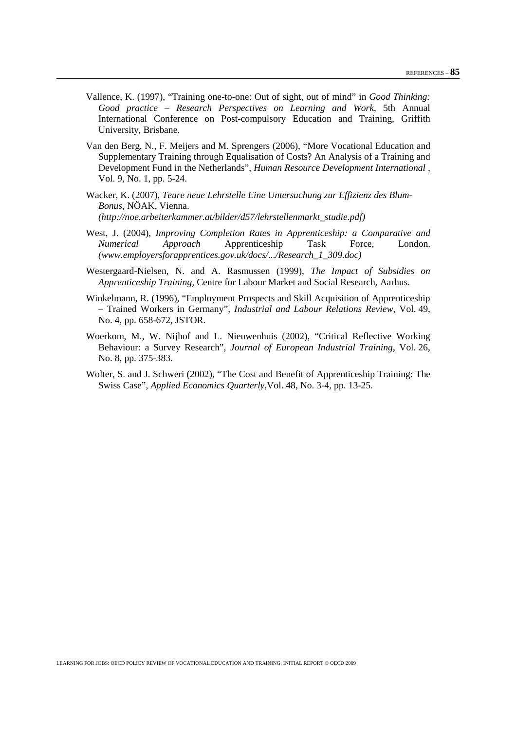Vallence, K. (1997), "Training one-to-one: Out of sight, out of mind" in *Good Thinking: Good practice – Research Perspectives on Learning and Work*, 5th Annual International Conference on Post-compulsory Education and Training, Griffith University, Brisbane.

Van den Berg, N., F. Meijers and M. Sprengers (2006), "More Vocational Education and Supplementary Training through Equalisation of Costs? An Analysis of a Training and Development Fund in the Netherlands", *Human Resource Development International* , Vol. 9, No. 1, pp. 5-24.

Wacker, K. (2007), *Teure neue Lehrstelle Eine Untersuchung zur Effizienz des Blum-Bonus*, NÖAK, Vienna. *(http://noe.arbeiterkammer.at/bilder/d57/lehrstellenmarkt_studie.pdf)*

West, J. (2004), *Improving Completion Rates in Apprenticeship: a Comparative and Numerical Approach* Apprenticeship Task Force, London. *(www.employersforapprentices.gov.uk/docs/.../Research_1_309.doc)*

Westergaard-Nielsen, N. and A. Rasmussen (1999), *The Impact of Subsidies on Apprenticeship Training*, Centre for Labour Market and Social Research, Aarhus.

Winkelmann, R. (1996), "Employment Prospects and Skill Acquisition of Apprenticeship – Trained Workers in Germany", *Industrial and Labour Relations Review*, Vol. 49, No. 4, pp. 658-672, JSTOR.

Woerkom, M., W. Nijhof and L. Nieuwenhuis (2002), "Critical Reflective Working Behaviour: a Survey Research", *Journal of European Industrial Training*, Vol. 26, No. 8, pp. 375-383.

Wolter, S. and J. Schweri (2002), "The Cost and Benefit of Apprenticeship Training: The Swiss Case", *Applied Economics Quarterly*,Vol. 48, No. 3-4, pp. 13-25.